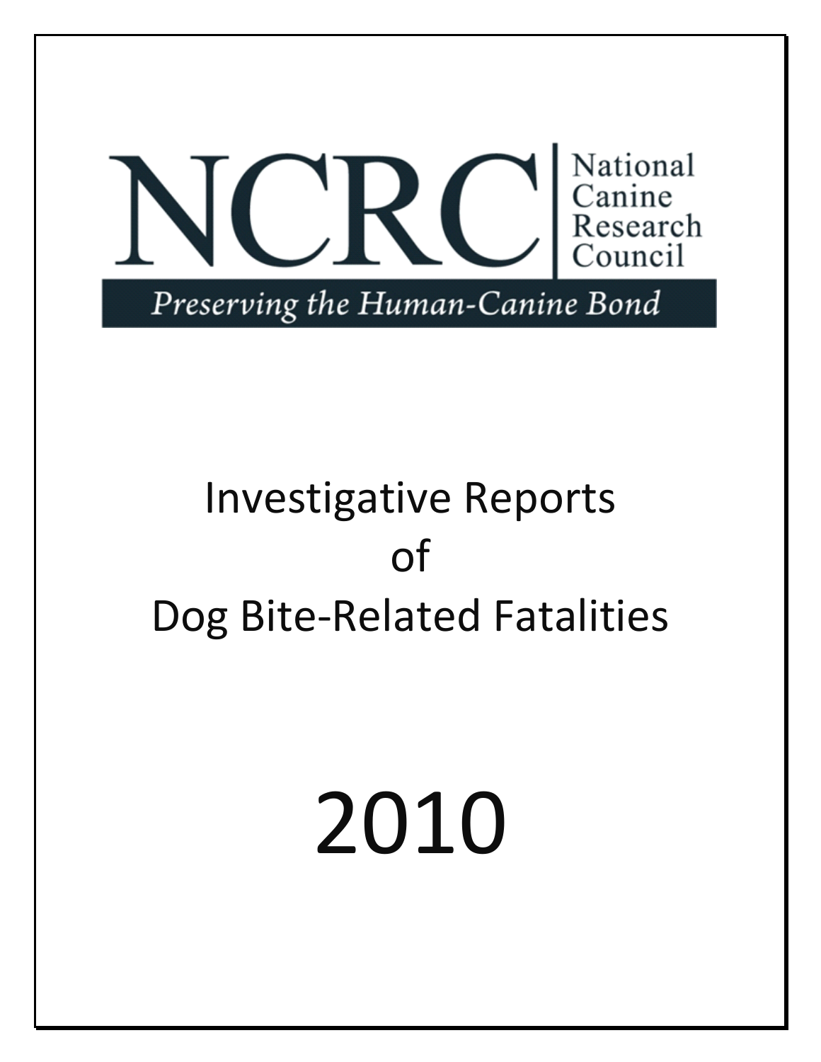# NCRC

National Canine Research Council

*Preserving the Human-Canine Bond*

# Investigative Reports of Dog Bite-Related Fatalities

# 2010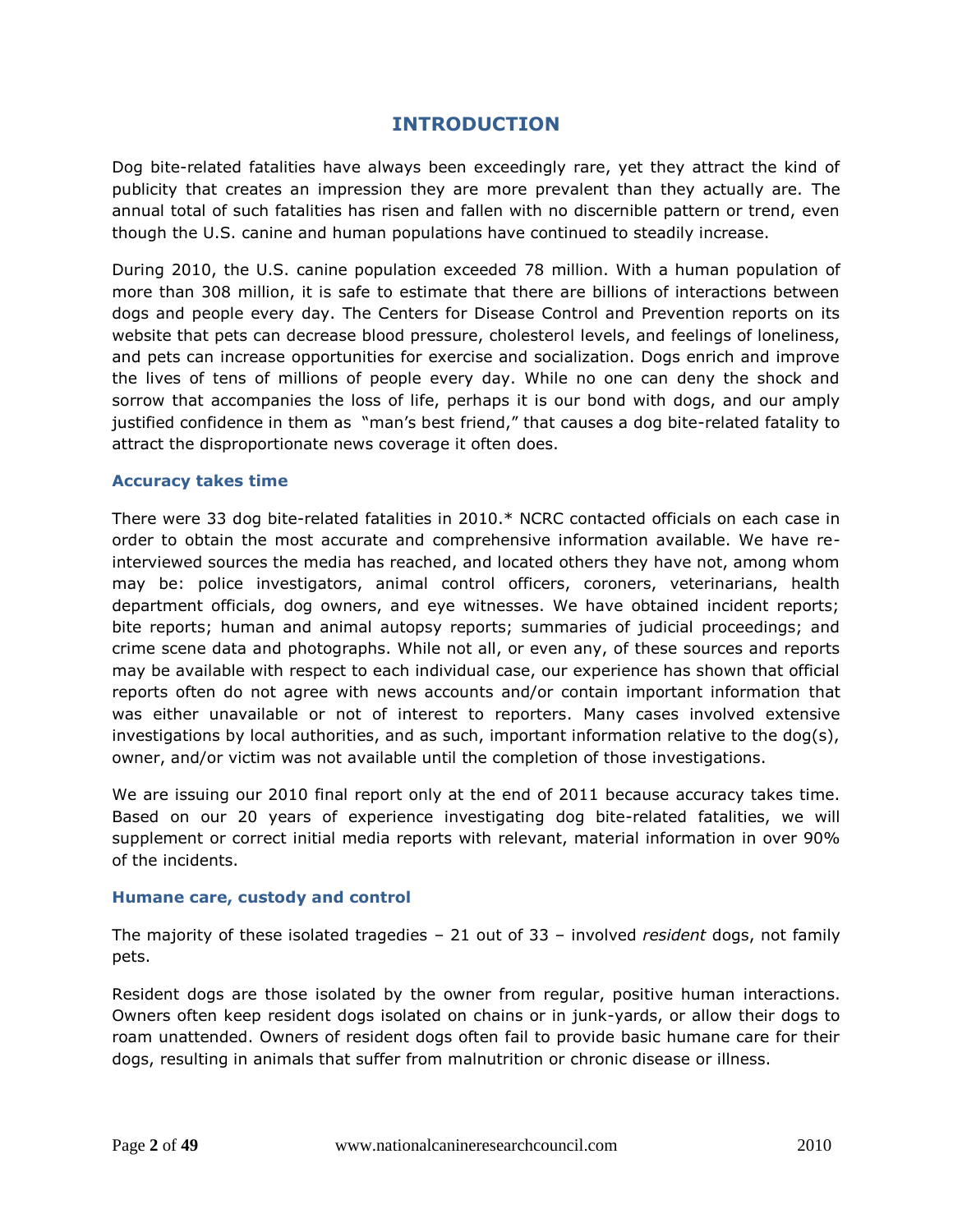# INTRODUCTION

Dog bite-related fatalities have always been exceedingly rare, yet they attract the kind of publicity that creates an impression they are more prevalent than they actually are. The annual total of such fatalities has risen and fallen with no discernible pattern or trend, even though the U.S. canine and human populations have continued to steadily increase.

During 2010, the U.S. canine population exceeded 78 million. With a human population of more than 308 million, it is safe to estimate that there are billions of interactions between dogs and people every day. The Centers for Disease Control and Prevention reports on its website that pets can decrease blood pressure, cholesterol levels, and feelings of loneliness, and pets can increase opportunities for exercise and socialization. Dogs enrich and improve the lives of tens of millions of people every day. While no one can deny the shock and sorrow that accompanies the loss of life, perhaps it is our bond with dogs, and our amply justified confidence in them as "man's best friend," that causes a dog bite-related fatality to attract the disproportionate news coverage it often does.

### Accuracy takes time

There were 33 dog bite-related fatalities in 2010.* NCRC contacted officials on each case in order to obtain the most accurate and comprehensive information available. We have re-interviewed sources the media has reached, and located others they have not, among whom may be: police investigators, animal control officers, coroners, veterinarians, health department officials, dog owners, and eye witnesses. We have obtained incident reports; bite reports; human and animal autopsy reports; summaries of judicial proceedings; and crime scene data and photographs. While not all, or even any, of these sources and reports may be available with respect to each individual case, our experience has shown that official reports often do not agree with news accounts and/or contain important information that was either unavailable or not of interest to reporters. Many cases involved extensive investigations by local authorities, and as such, important information relative to the dog(s), owner, and/or victim was not available until the completion of those investigations.

We are issuing our 2010 final report only at the end of 2011 because accuracy takes time. Based on our 20 years of experience investigating dog bite-related fatalities, we will supplement or correct initial media reports with relevant, material information in over 90% of the incidents.

### Humane care, custody and control

The majority of these isolated tragedies – 21 out of 33 – involved *resident* dogs, not family pets.

Resident dogs are those isolated by the owner from regular, positive human interactions. Owners often keep resident dogs isolated on chains or in junk-yards, or allow their dogs to roam unattended. Owners of resident dogs often fail to provide basic humane care for their dogs, resulting in animals that suffer from malnutrition or chronic disease or illness.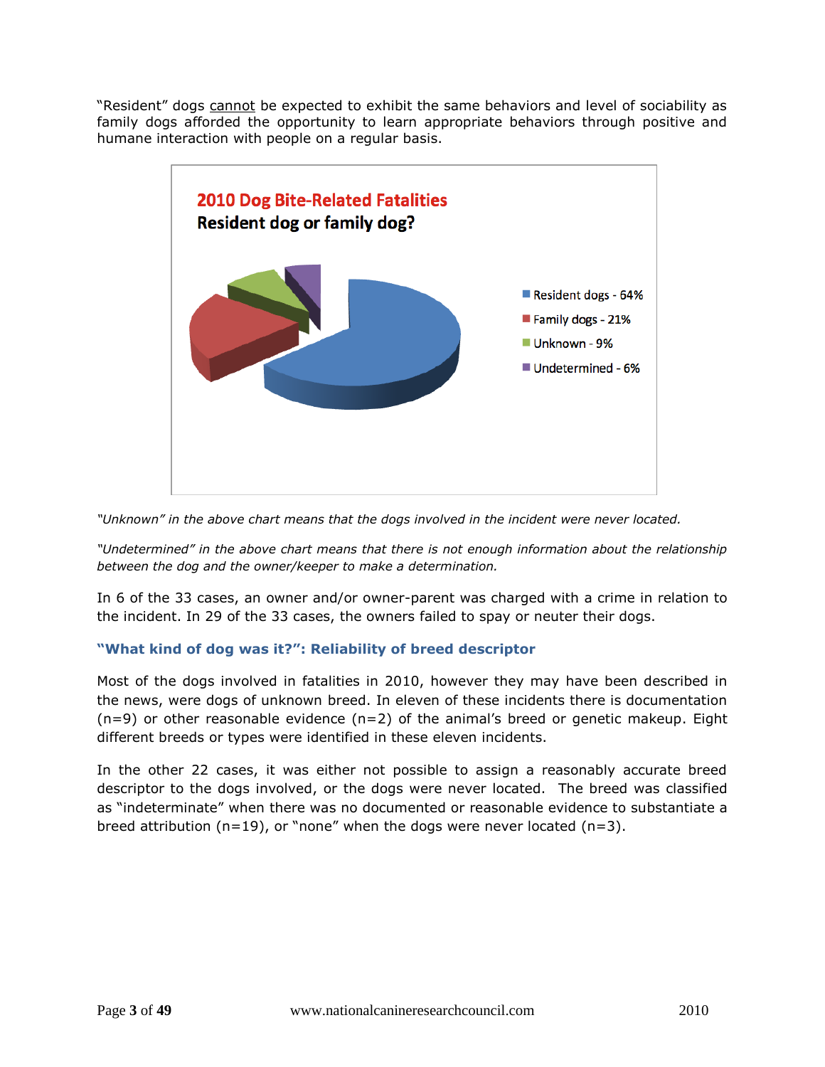"Resident" dogs cannot be expected to exhibit the same behaviors and level of sociability as family dogs afforded the opportunity to learn appropriate behaviors through positive and humane interaction with people on a regular basis.

**2010 Dog Bite-Related Fatalities**
**Resident dog or family dog?**

- Resident dogs - 64%
- Family dogs - 21%
- Unknown - 9%
- Undetermined - 6%

*"Unknown" in the above chart means that the dogs involved in the incident were never located.*

*"Undetermined" in the above chart means that there is not enough information about the relationship between the dog and the owner/keeper to make a determination.*

In 6 of the 33 cases, an owner and/or owner-parent was charged with a crime in relation to the incident. In 29 of the 33 cases, the owners failed to spay or neuter their dogs.

### "What kind of dog was it?": Reliability of breed descriptor

Most of the dogs involved in fatalities in 2010, however they may have been described in the news, were dogs of unknown breed. In eleven of these incidents there is documentation (n=9) or other reasonable evidence (n=2) of the animal's breed or genetic makeup. Eight different breeds or types were identified in these eleven incidents.

In the other 22 cases, it was either not possible to assign a reasonably accurate breed descriptor to the dogs involved, or the dogs were never located. The breed was classified as "indeterminate" when there was no documented or reasonable evidence to substantiate a breed attribution (n=19), or "none" when the dogs were never located (n=3).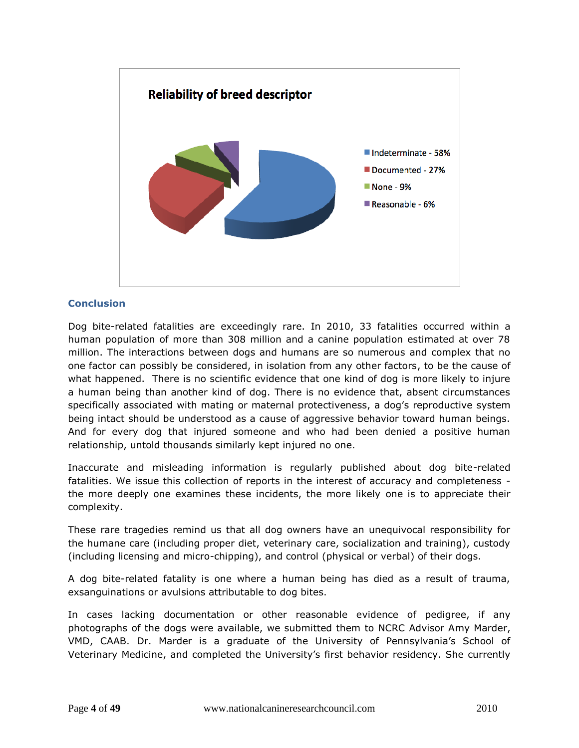**Reliability of breed descriptor**

- Indeterminate - 58%
- Documented - 27%
- None - 9%
- Reasonable - 6%

## Conclusion

Dog bite-related fatalities are exceedingly rare. In 2010, 33 fatalities occurred within a human population of more than 308 million and a canine population estimated at over 78 million. The interactions between dogs and humans are so numerous and complex that no one factor can possibly be considered, in isolation from any other factors, to be the cause of what happened. There is no scientific evidence that one kind of dog is more likely to injure a human being than another kind of dog. There is no evidence that, absent circumstances specifically associated with mating or maternal protectiveness, a dog's reproductive system being intact should be understood as a cause of aggressive behavior toward human beings. And for every dog that injured someone and who had been denied a positive human relationship, untold thousands similarly kept injured no one.

Inaccurate and misleading information is regularly published about dog bite-related fatalities. We issue this collection of reports in the interest of accuracy and completeness - the more deeply one examines these incidents, the more likely one is to appreciate their complexity.

These rare tragedies remind us that all dog owners have an unequivocal responsibility for the humane care (including proper diet, veterinary care, socialization and training), custody (including licensing and micro-chipping), and control (physical or verbal) of their dogs.

A dog bite-related fatality is one where a human being has died as a result of trauma, exsanguinations or avulsions attributable to dog bites.

In cases lacking documentation or other reasonable evidence of pedigree, if any photographs of the dogs were available, we submitted them to NCRC Advisor Amy Marder, VMD, CAAB. Dr. Marder is a graduate of the University of Pennsylvania's School of Veterinary Medicine, and completed the University's first behavior residency. She currently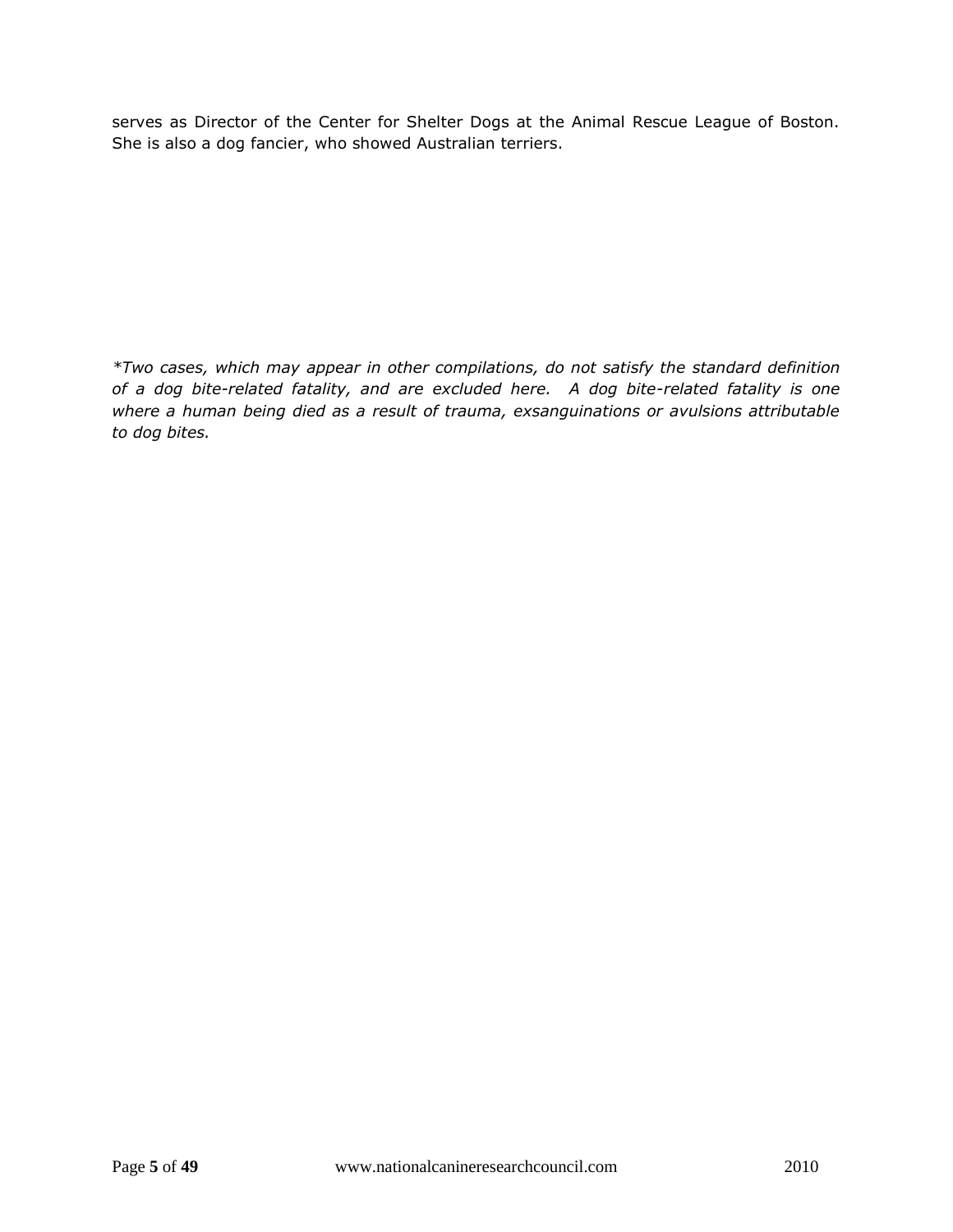serves as Director of the Center for Shelter Dogs at the Animal Rescue League of Boston. She is also a dog fancier, who showed Australian terriers.

**

*\*Two cases, which may appear in other compilations, do not satisfy the standard definition of a dog bite-related fatality, and are excluded here. A dog bite-related fatality is one where a human being died as a result of trauma, exsanguinations or avulsions attributable to dog bites.*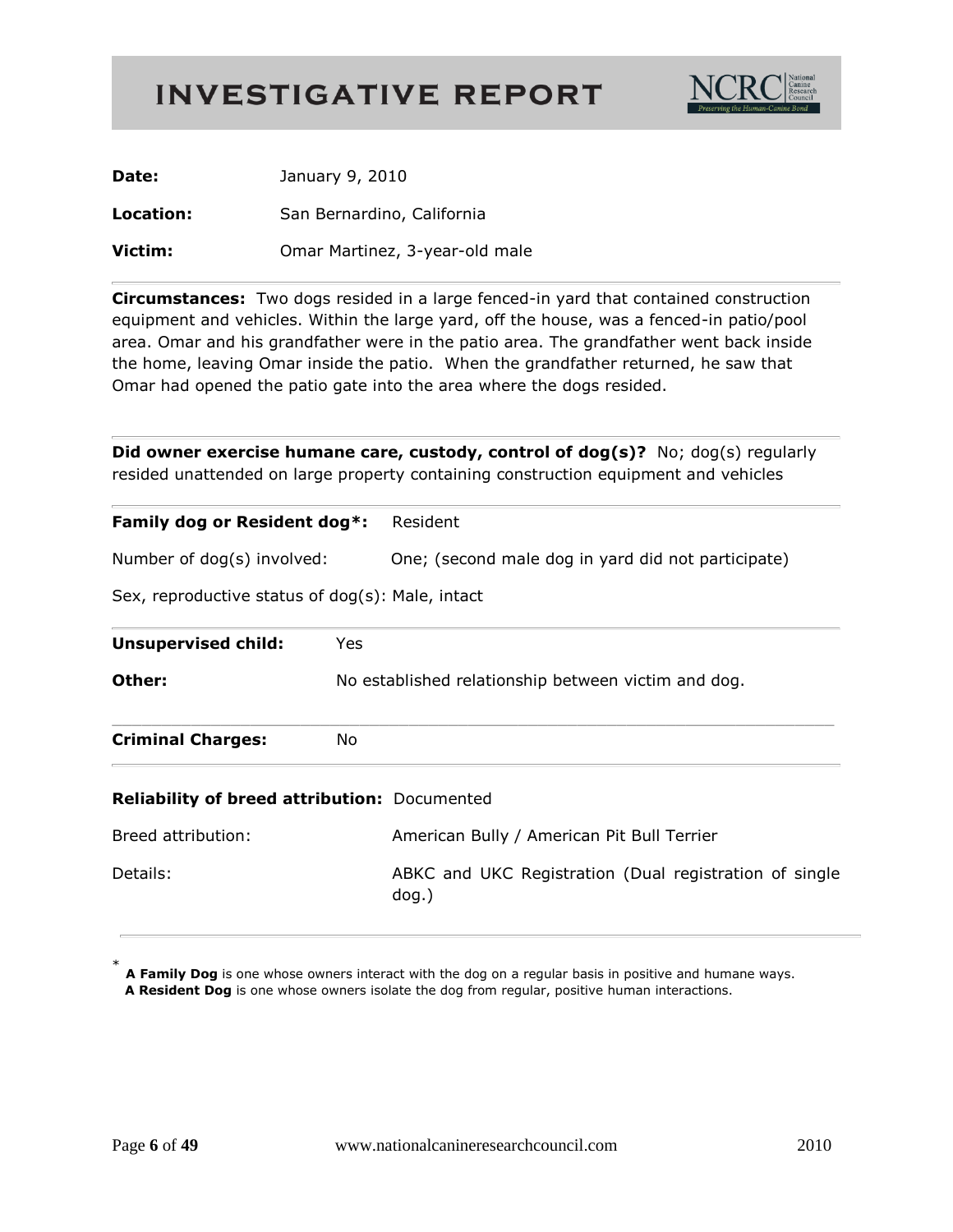# INVESTIGATIVE REPORT

**Date:** January 9, 2010

**Location:** San Bernardino, California

**Victim:** Omar Martinez, 3-year-old male

---

**Circumstances:** Two dogs resided in a large fenced-in yard that contained construction equipment and vehicles. Within the large yard, off the house, was a fenced-in patio/pool area. Omar and his grandfather were in the patio area. The grandfather went back inside the home, leaving Omar inside the patio. When the grandfather returned, he saw that Omar had opened the patio gate into the area where the dogs resided.

---

**Did owner exercise humane care, custody, control of dog(s)?** No; dog(s) regularly resided unattended on large property containing construction equipment and vehicles

---

**Family dog or Resident dog*:** Resident

Number of dog(s) involved: One; (second male dog in yard did not participate)

Sex, reproductive status of dog(s): Male, intact

---

**Unsupervised child:** Yes

**Other:** No established relationship between victim and dog.

---

**Criminal Charges:** No

---

**Reliability of breed attribution:** Documented

Breed attribution: American Bully / American Pit Bull Terrier

Details: ABKC and UKC Registration (Dual registration of single dog.)

---

* **A Family Dog** is one whose owners interact with the dog on a regular basis in positive and humane ways.
**A Resident Dog** is one whose owners isolate the dog from regular, positive human interactions.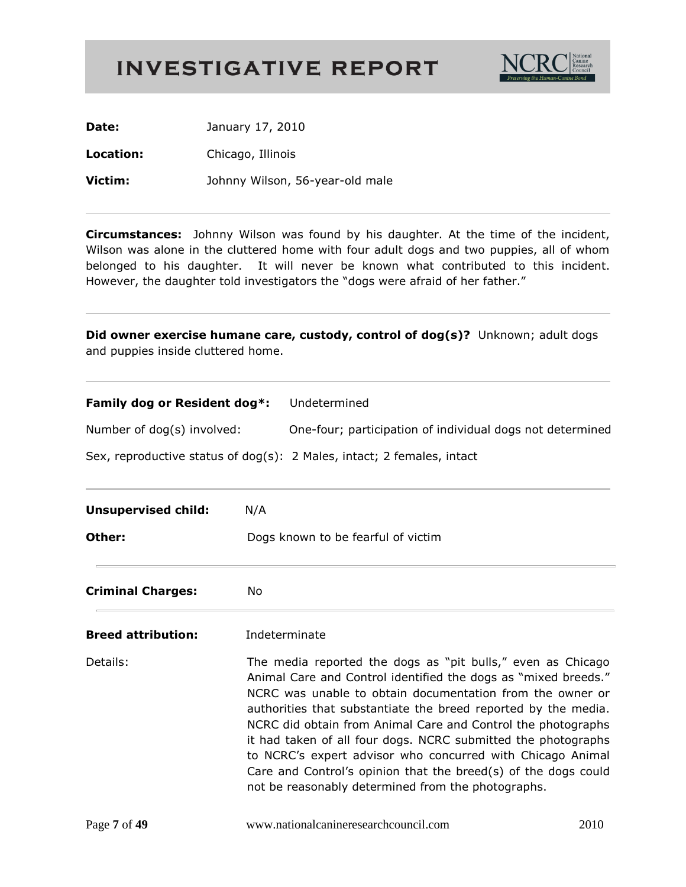# INVESTIGATIVE REPORT

**Date:** January 17, 2010

**Location:** Chicago, Illinois

**Victim:** Johnny Wilson, 56-year-old male

---

**Circumstances:** Johnny Wilson was found by his daughter. At the time of the incident, Wilson was alone in the cluttered home with four adult dogs and two puppies, all of whom belonged to his daughter. It will never be known what contributed to this incident. However, the daughter told investigators the "dogs were afraid of her father."

---

**Did owner exercise humane care, custody, control of dog(s)?** Unknown; adult dogs and puppies inside cluttered home.

---

**Family dog or Resident dog*:** Undetermined

Number of dog(s) involved: One-four; participation of individual dogs not determined

Sex, reproductive status of dog(s): 2 Males, intact; 2 females, intact

---

**Unsupervised child:** N/A

**Other:** Dogs known to be fearful of victim

---

**Criminal Charges:** No

---

**Breed attribution:** Indeterminate

Details: The media reported the dogs as "pit bulls," even as Chicago Animal Care and Control identified the dogs as "mixed breeds." NCRC was unable to obtain documentation from the owner or authorities that substantiate the breed reported by the media. NCRC did obtain from Animal Care and Control the photographs it had taken of all four dogs. NCRC submitted the photographs to NCRC's expert advisor who concurred with Chicago Animal Care and Control's opinion that the breed(s) of the dogs could not be reasonably determined from the photographs.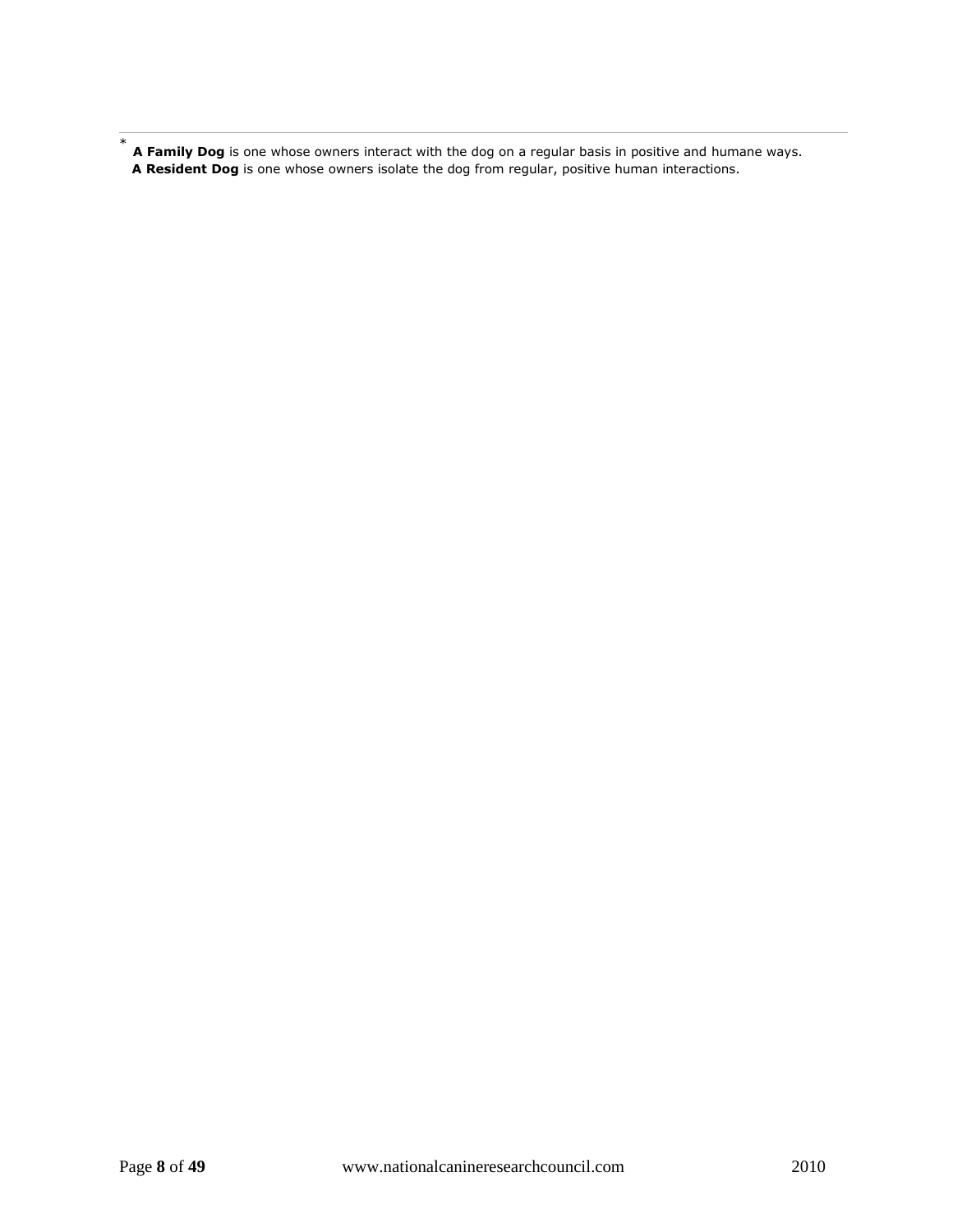* **A Family Dog** is one whose owners interact with the dog on a regular basis in positive and humane ways.
**A Resident Dog** is one whose owners isolate the dog from regular, positive human interactions.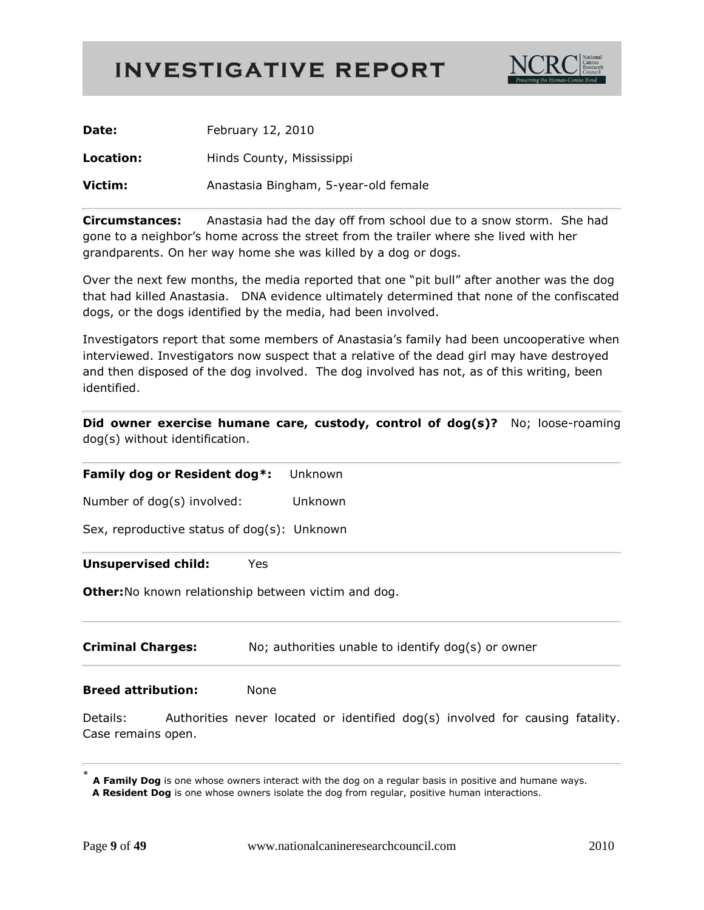# INVESTIGATIVE REPORT

**Date:** February 12, 2010

**Location:** Hinds County, Mississippi

**Victim:** Anastasia Bingham, 5-year-old female

---

**Circumstances:** Anastasia had the day off from school due to a snow storm. She had gone to a neighbor's home across the street from the trailer where she lived with her grandparents. On her way home she was killed by a dog or dogs.

Over the next few months, the media reported that one "pit bull" after another was the dog that had killed Anastasia. DNA evidence ultimately determined that none of the confiscated dogs, or the dogs identified by the media, had been involved.

Investigators report that some members of Anastasia's family had been uncooperative when interviewed. Investigators now suspect that a relative of the dead girl may have destroyed and then disposed of the dog involved. The dog involved has not, as of this writing, been identified.

---

**Did owner exercise humane care, custody, control of dog(s)?** No; loose-roaming dog(s) without identification.

---

**Family dog or Resident dog*:** Unknown

Number of dog(s) involved: Unknown

Sex, reproductive status of dog(s): Unknown

---

**Unsupervised child:** Yes

**Other:** No known relationship between victim and dog.

---

**Criminal Charges:** No; authorities unable to identify dog(s) or owner

---

**Breed attribution:** None

Details: Authorities never located or identified dog(s) involved for causing fatality. Case remains open.

---

* **A Family Dog** is one whose owners interact with the dog on a regular basis in positive and humane ways.
**A Resident Dog** is one whose owners isolate the dog from regular, positive human interactions.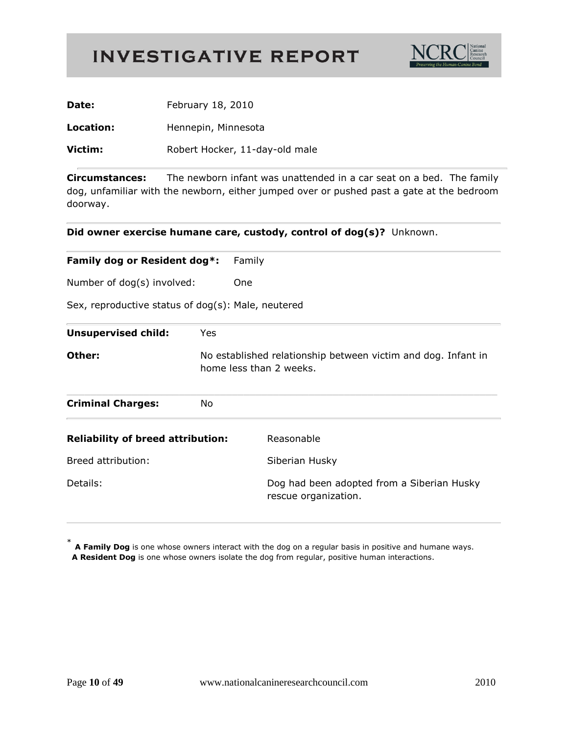# INVESTIGATIVE REPORT

NCRC National Canine Research Council — *Preserving the Human-Canine Bond*

**Date:** February 18, 2010

**Location:** Hennepin, Minnesota

**Victim:** Robert Hocker, 11-day-old male

---

**Circumstances:** The newborn infant was unattended in a car seat on a bed. The family dog, unfamiliar with the newborn, either jumped over or pushed past a gate at the bedroom doorway.

---

**Did owner exercise humane care, custody, control of dog(s)?** Unknown.

---

**Family dog or Resident dog*:** Family

Number of dog(s) involved: One

Sex, reproductive status of dog(s): Male, neutered

---

**Unsupervised child:** Yes

**Other:** No established relationship between victim and dog. Infant in home less than 2 weeks.

---

**Criminal Charges:** No

---

**Reliability of breed attribution:** Reasonable

Breed attribution: Siberian Husky

Details: Dog had been adopted from a Siberian Husky rescue organization.

---

* **A Family Dog** is one whose owners interact with the dog on a regular basis in positive and humane ways.
**A Resident Dog** is one whose owners isolate the dog from regular, positive human interactions.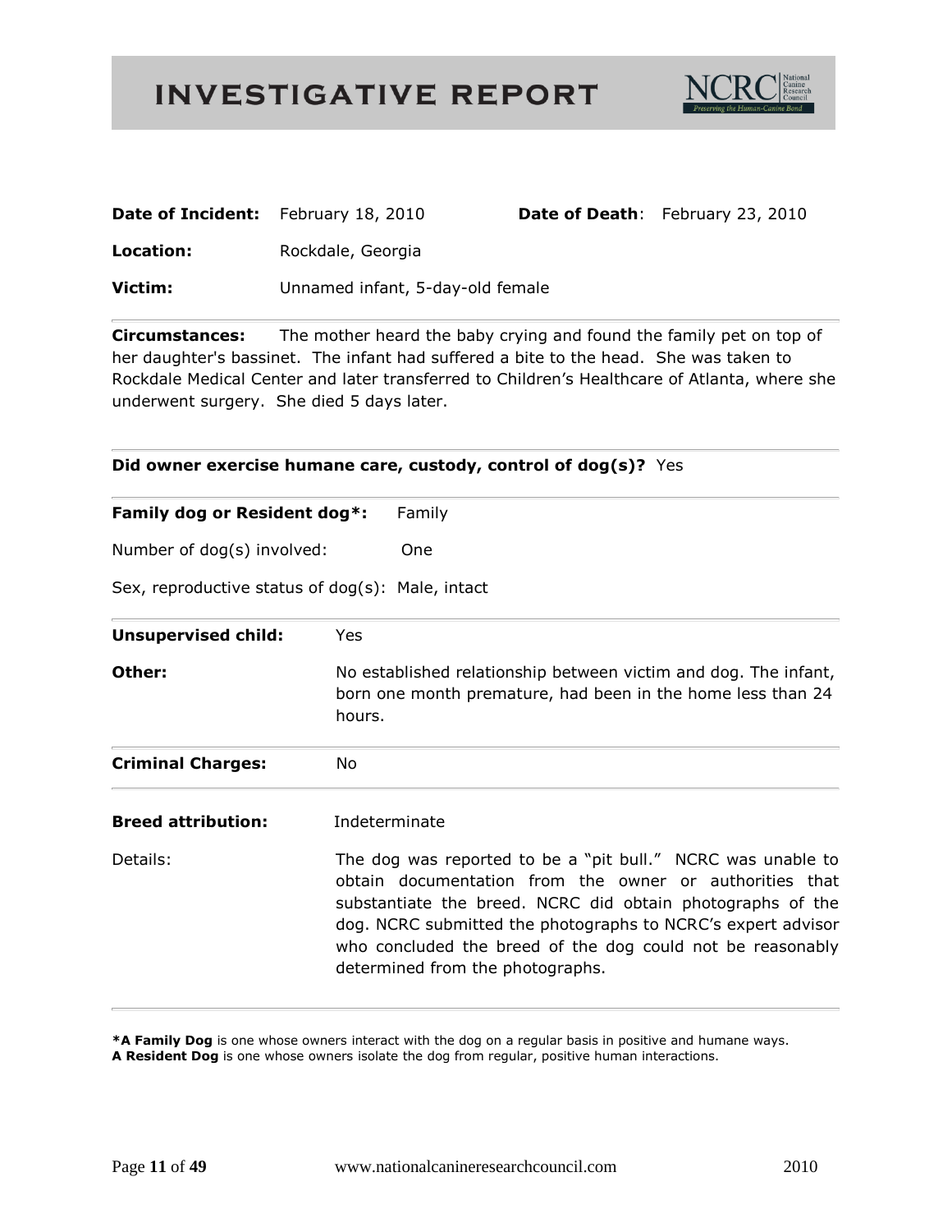# INVESTIGATIVE REPORT

NCRC National Canine Research Council — *Preserving the Human-Canine Bond*

**Date of Incident:** February 18, 2010 **Date of Death**: February 23, 2010

**Location:** Rockdale, Georgia

**Victim:** Unnamed infant, 5-day-old female

---

**Circumstances:** The mother heard the baby crying and found the family pet on top of her daughter's bassinet. The infant had suffered a bite to the head. She was taken to Rockdale Medical Center and later transferred to Children's Healthcare of Atlanta, where she underwent surgery. She died 5 days later.

---

**Did owner exercise humane care, custody, control of dog(s)?** Yes

---

**Family dog or Resident dog*:** Family

Number of dog(s) involved: One

Sex, reproductive status of dog(s): Male, intact

---

**Unsupervised child:** Yes

**Other:** No established relationship between victim and dog. The infant, born one month premature, had been in the home less than 24 hours.

---

**Criminal Charges:** No

---

**Breed attribution:** Indeterminate

Details: The dog was reported to be a "pit bull." NCRC was unable to obtain documentation from the owner or authorities that substantiate the breed. NCRC did obtain photographs of the dog. NCRC submitted the photographs to NCRC's expert advisor who concluded the breed of the dog could not be reasonably determined from the photographs.

---

***A Family Dog** is one whose owners interact with the dog on a regular basis in positive and humane ways.
**A Resident Dog** is one whose owners isolate the dog from regular, positive human interactions.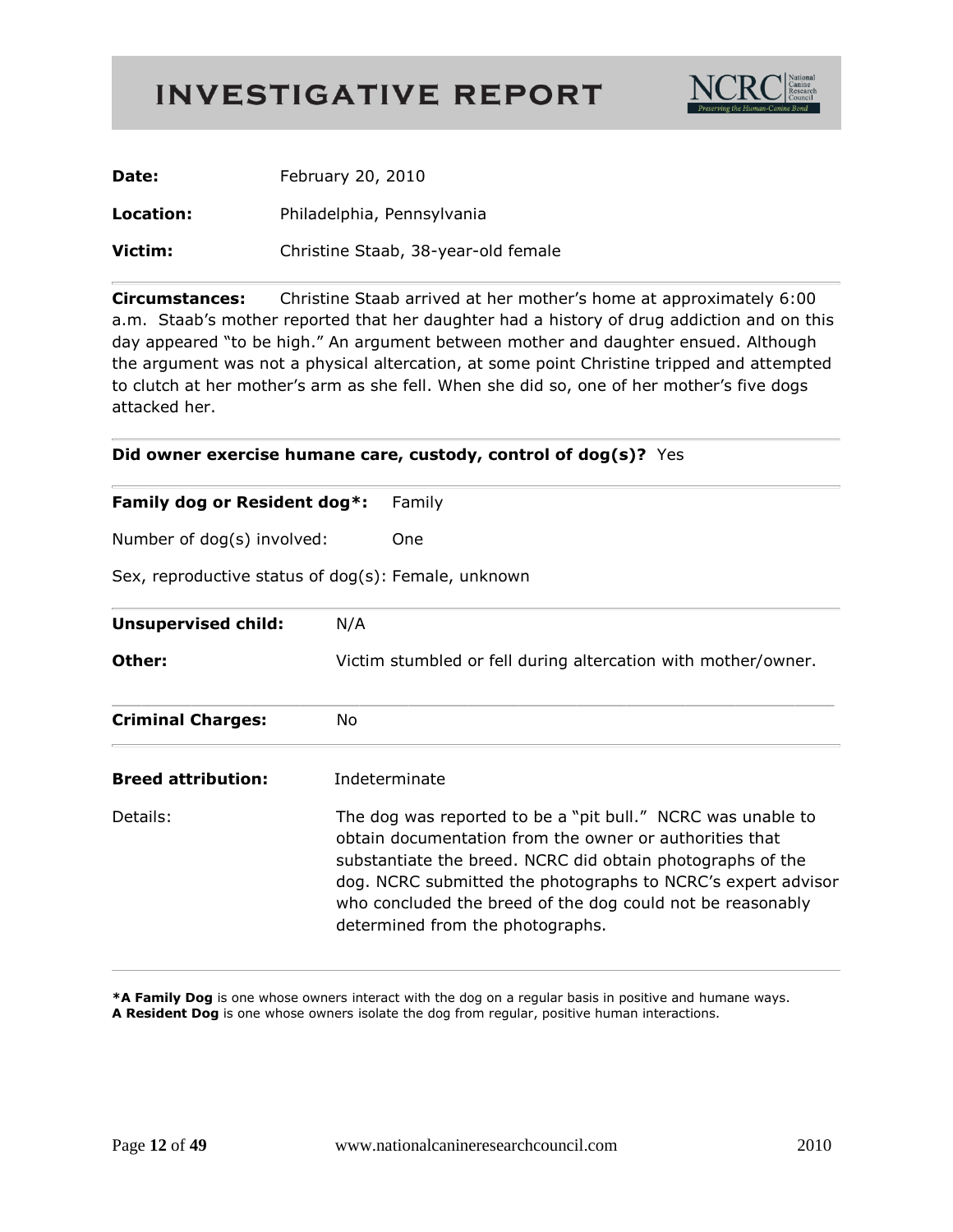# INVESTIGATIVE REPORT

NCRC National Canine Research Council — Preserving the Human-Canine Bond

**Date:** February 20, 2010

**Location:** Philadelphia, Pennsylvania

**Victim:** Christine Staab, 38-year-old female

---

**Circumstances:** Christine Staab arrived at her mother's home at approximately 6:00 a.m. Staab's mother reported that her daughter had a history of drug addiction and on this day appeared "to be high." An argument between mother and daughter ensued. Although the argument was not a physical altercation, at some point Christine tripped and attempted to clutch at her mother's arm as she fell. When she did so, one of her mother's five dogs attacked her.

---

**Did owner exercise humane care, custody, control of dog(s)?** Yes

---

**Family dog or Resident dog*:** Family

Number of dog(s) involved: One

Sex, reproductive status of dog(s): Female, unknown

---

**Unsupervised child:** N/A

**Other:** Victim stumbled or fell during altercation with mother/owner.

---

**Criminal Charges:** No

---

**Breed attribution:** Indeterminate

Details: The dog was reported to be a "pit bull." NCRC was unable to obtain documentation from the owner or authorities that substantiate the breed. NCRC did obtain photographs of the dog. NCRC submitted the photographs to NCRC's expert advisor who concluded the breed of the dog could not be reasonably determined from the photographs.

---

***A Family Dog** is one whose owners interact with the dog on a regular basis in positive and humane ways.
**A Resident Dog** is one whose owners isolate the dog from regular, positive human interactions.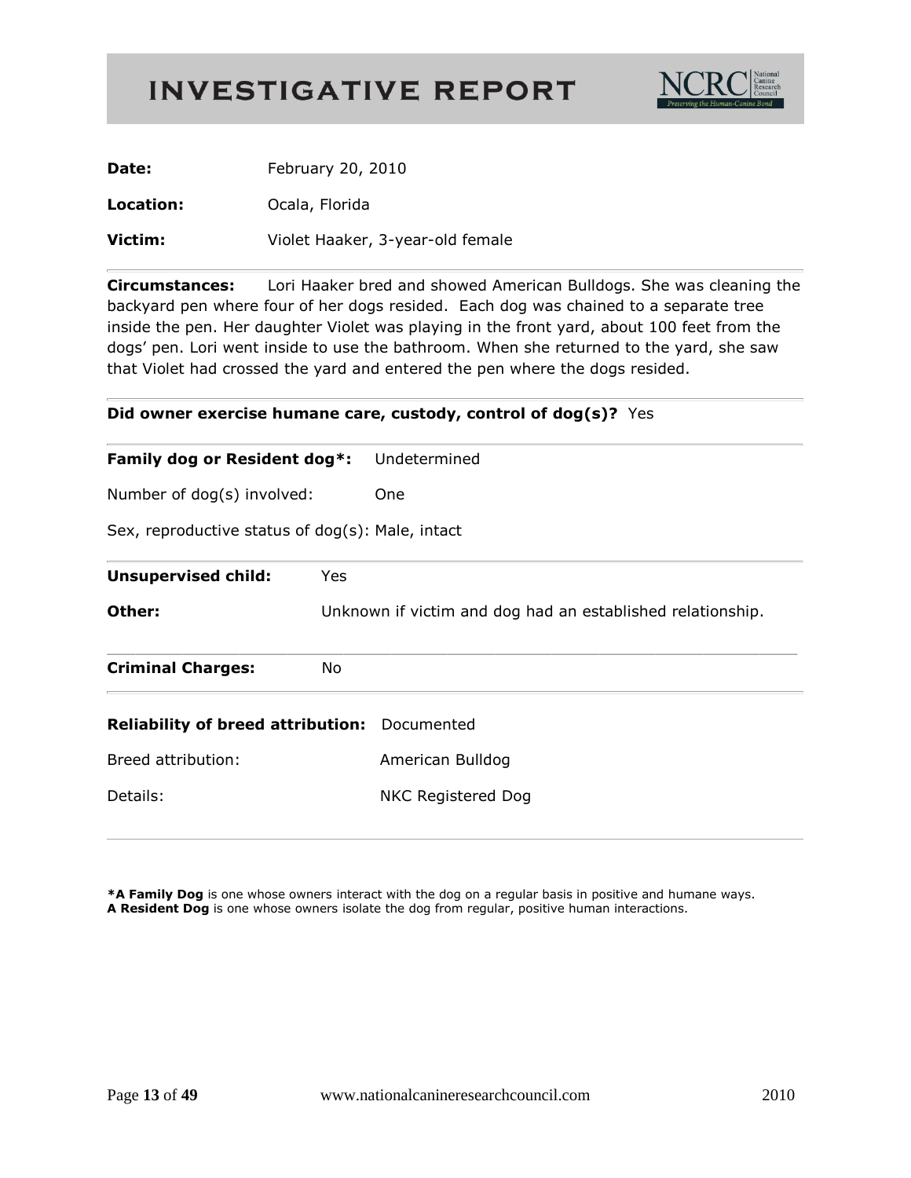# INVESTIGATIVE REPORT

**Date:** February 20, 2010

**Location:** Ocala, Florida

**Victim:** Violet Haaker, 3-year-old female

---

**Circumstances:** Lori Haaker bred and showed American Bulldogs. She was cleaning the backyard pen where four of her dogs resided. Each dog was chained to a separate tree inside the pen. Her daughter Violet was playing in the front yard, about 100 feet from the dogs' pen. Lori went inside to use the bathroom. When she returned to the yard, she saw that Violet had crossed the yard and entered the pen where the dogs resided.

---

**Did owner exercise humane care, custody, control of dog(s)?** Yes

---

**Family dog or Resident dog*:** Undetermined

Number of dog(s) involved: One

Sex, reproductive status of dog(s): Male, intact

---

**Unsupervised child:** Yes

**Other:** Unknown if victim and dog had an established relationship.

---

**Criminal Charges:** No

---

**Reliability of breed attribution:** Documented

Breed attribution: American Bulldog

Details: NKC Registered Dog

---

***A Family Dog** is one whose owners interact with the dog on a regular basis in positive and humane ways.
**A Resident Dog** is one whose owners isolate the dog from regular, positive human interactions.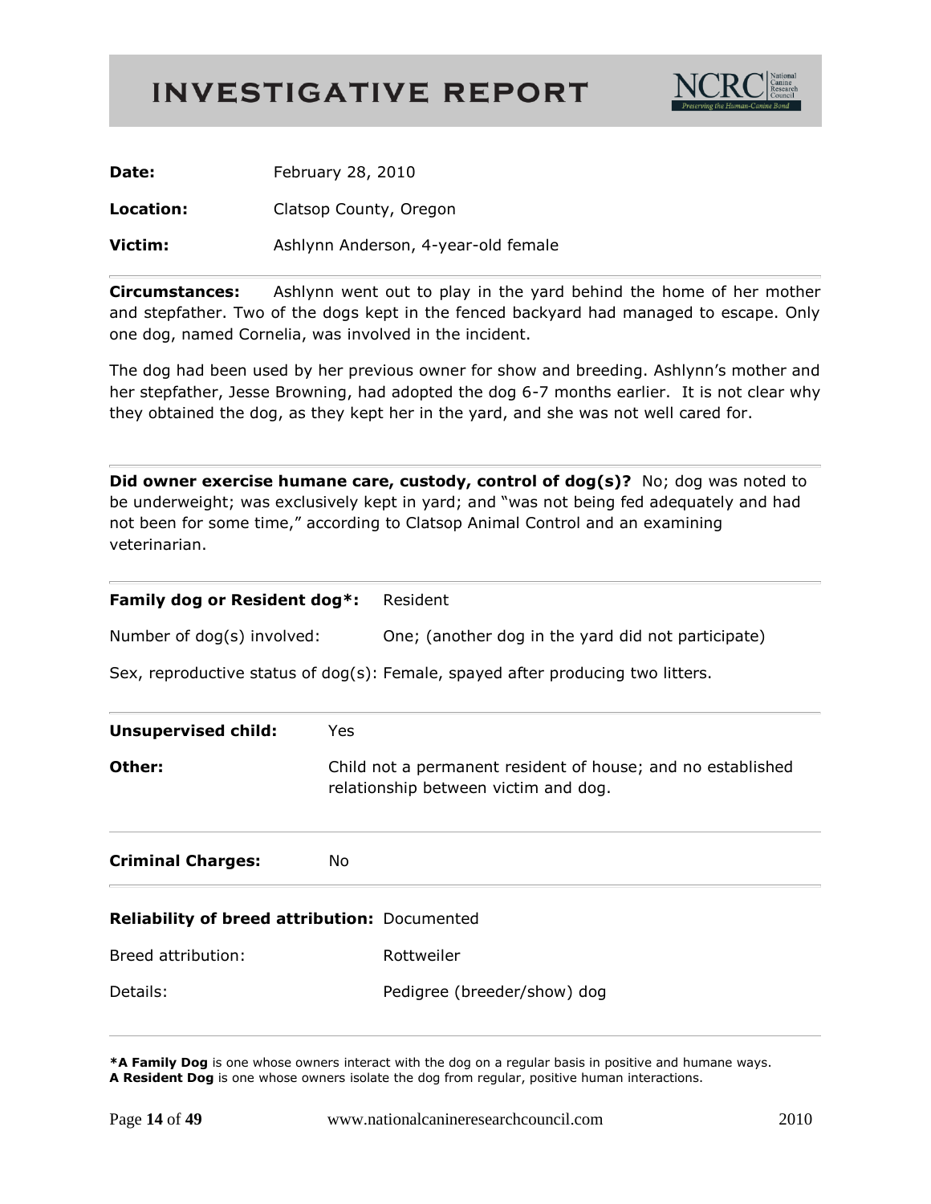# INVESTIGATIVE REPORT

**Date:** February 28, 2010

**Location:** Clatsop County, Oregon

**Victim:** Ashlynn Anderson, 4-year-old female

---

**Circumstances:** Ashlynn went out to play in the yard behind the home of her mother and stepfather. Two of the dogs kept in the fenced backyard had managed to escape. Only one dog, named Cornelia, was involved in the incident.

The dog had been used by her previous owner for show and breeding. Ashlynn's mother and her stepfather, Jesse Browning, had adopted the dog 6-7 months earlier. It is not clear why they obtained the dog, as they kept her in the yard, and she was not well cared for.

---

**Did owner exercise humane care, custody, control of dog(s)?** No; dog was noted to be underweight; was exclusively kept in yard; and "was not being fed adequately and had not been for some time," according to Clatsop Animal Control and an examining veterinarian.

---

**Family dog or Resident dog*:** Resident

Number of dog(s) involved: One; (another dog in the yard did not participate)

Sex, reproductive status of dog(s): Female, spayed after producing two litters.

---

**Unsupervised child:** Yes

**Other:** Child not a permanent resident of house; and no established relationship between victim and dog.

---

**Criminal Charges:** No

---

**Reliability of breed attribution:** Documented

Breed attribution: Rottweiler

Details: Pedigree (breeder/show) dog

---

***A Family Dog** is one whose owners interact with the dog on a regular basis in positive and humane ways.
**A Resident Dog** is one whose owners isolate the dog from regular, positive human interactions.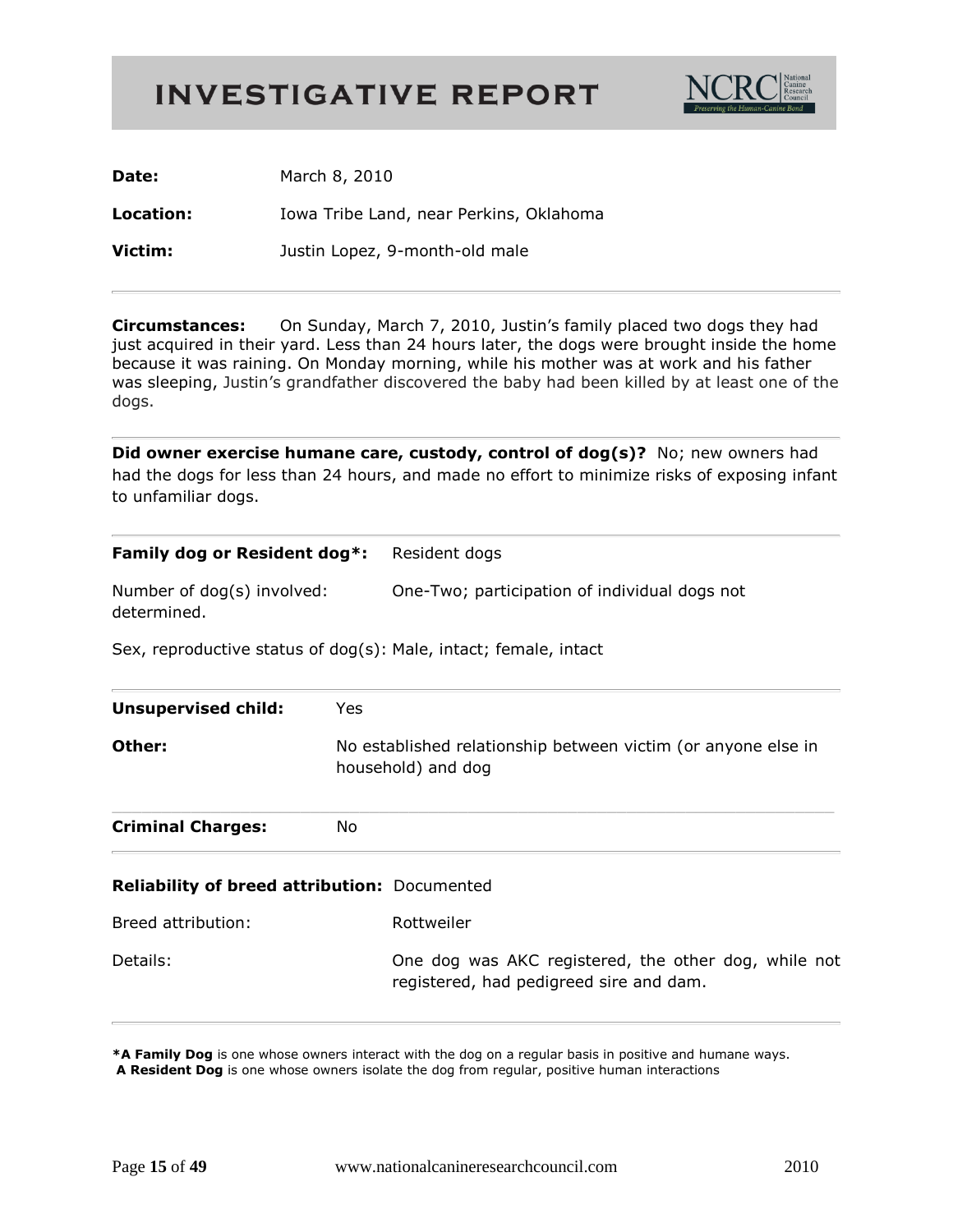# INVESTIGATIVE REPORT

NCRC National Canine Research Council — Preserving the Human-Canine Bond

**Date:** March 8, 2010

**Location:** Iowa Tribe Land, near Perkins, Oklahoma

**Victim:** Justin Lopez, 9-month-old male

---

**Circumstances:** On Sunday, March 7, 2010, Justin's family placed two dogs they had just acquired in their yard. Less than 24 hours later, the dogs were brought inside the home because it was raining. On Monday morning, while his mother was at work and his father was sleeping, Justin's grandfather discovered the baby had been killed by at least one of the dogs.

---

**Did owner exercise humane care, custody, control of dog(s)?** No; new owners had had the dogs for less than 24 hours, and made no effort to minimize risks of exposing infant to unfamiliar dogs.

---

**Family dog or Resident dog*:** Resident dogs

Number of dog(s) involved: One-Two; participation of individual dogs not determined.

Sex, reproductive status of dog(s): Male, intact; female, intact

---

**Unsupervised child:** Yes

**Other:** No established relationship between victim (or anyone else in household) and dog

---

**Criminal Charges:** No

---

**Reliability of breed attribution:** Documented

Breed attribution: Rottweiler

Details: One dog was AKC registered, the other dog, while not registered, had pedigreed sire and dam.

---

***A Family Dog** is one whose owners interact with the dog on a regular basis in positive and humane ways.
**A Resident Dog** is one whose owners isolate the dog from regular, positive human interactions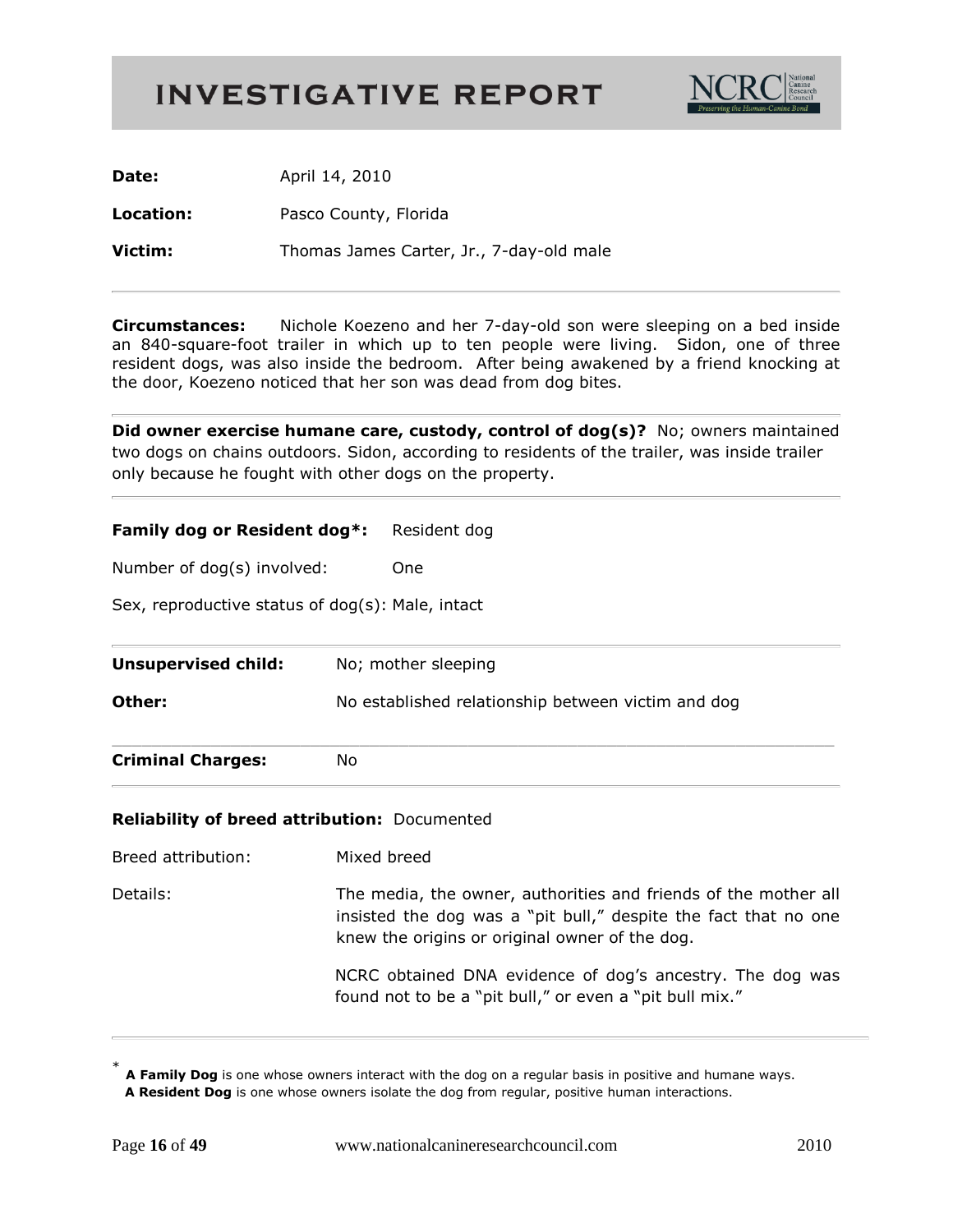# INVESTIGATIVE REPORT

**Date:** April 14, 2010

**Location:** Pasco County, Florida

**Victim:** Thomas James Carter, Jr., 7-day-old male

---

**Circumstances:** Nichole Koezeno and her 7-day-old son were sleeping on a bed inside an 840-square-foot trailer in which up to ten people were living. Sidon, one of three resident dogs, was also inside the bedroom. After being awakened by a friend knocking at the door, Koezeno noticed that her son was dead from dog bites.

---

**Did owner exercise humane care, custody, control of dog(s)?** No; owners maintained two dogs on chains outdoors. Sidon, according to residents of the trailer, was inside trailer only because he fought with other dogs on the property.

---

**Family dog or Resident dog*:** Resident dog

Number of dog(s) involved: One

Sex, reproductive status of dog(s): Male, intact

---

**Unsupervised child:** No; mother sleeping

**Other:** No established relationship between victim and dog

---

**Criminal Charges:** No

---

**Reliability of breed attribution:** Documented

Breed attribution: Mixed breed

Details: The media, the owner, authorities and friends of the mother all insisted the dog was a "pit bull," despite the fact that no one knew the origins or original owner of the dog.

NCRC obtained DNA evidence of dog's ancestry. The dog was found not to be a "pit bull," or even a "pit bull mix."

---

\* **A Family Dog** is one whose owners interact with the dog on a regular basis in positive and humane ways.
**A Resident Dog** is one whose owners isolate the dog from regular, positive human interactions.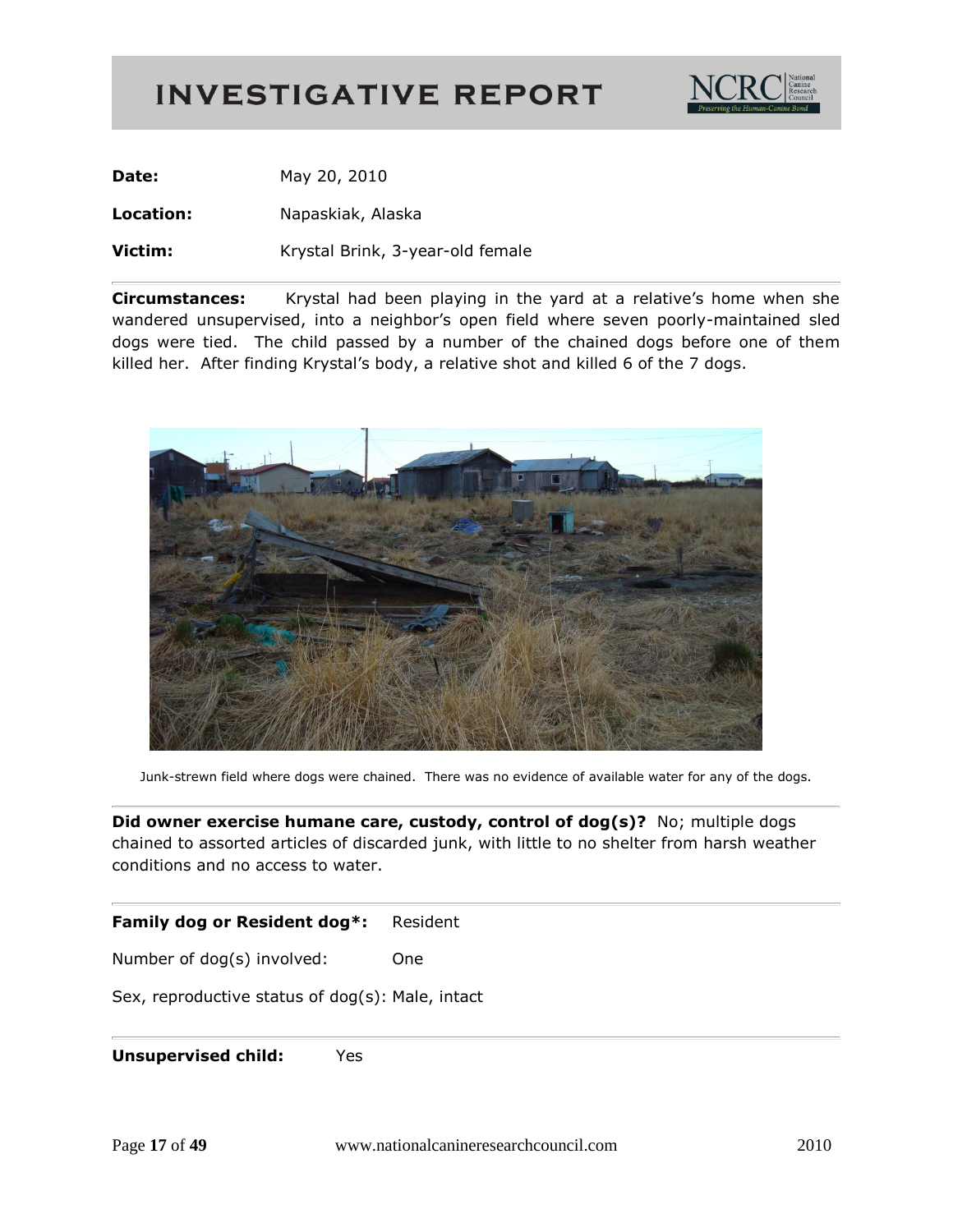# INVESTIGATIVE REPORT

**Date:** May 20, 2010

**Location:** Napaskiak, Alaska

**Victim:** Krystal Brink, 3-year-old female

---

**Circumstances:** Krystal had been playing in the yard at a relative's home when she wandered unsupervised, into a neighbor's open field where seven poorly-maintained sled dogs were tied. The child passed by a number of the chained dogs before one of them killed her. After finding Krystal's body, a relative shot and killed 6 of the 7 dogs.

Junk-strewn field where dogs were chained. There was no evidence of available water for any of the dogs.

---

**Did owner exercise humane care, custody, control of dog(s)?** No; multiple dogs chained to assorted articles of discarded junk, with little to no shelter from harsh weather conditions and no access to water.

---

**Family dog or Resident dog*:** Resident

Number of dog(s) involved: One

Sex, reproductive status of dog(s): Male, intact

---

**Unsupervised child:** Yes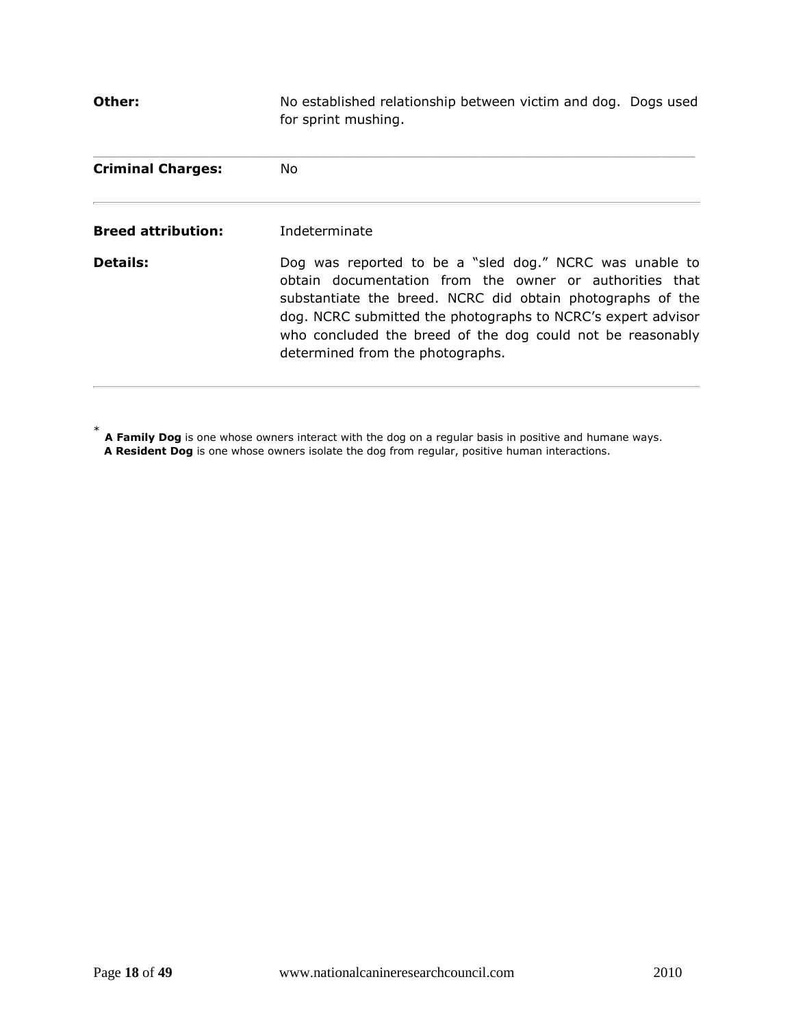**Other:** No established relationship between victim and dog. Dogs used for sprint mushing.

---

**Criminal Charges:** No

---

**Breed attribution:** Indeterminate

**Details:** Dog was reported to be a “sled dog.” NCRC was unable to obtain documentation from the owner or authorities that substantiate the breed. NCRC did obtain photographs of the dog. NCRC submitted the photographs to NCRC’s expert advisor who concluded the breed of the dog could not be reasonably determined from the photographs.

---

\* **A Family Dog** is one whose owners interact with the dog on a regular basis in positive and humane ways.
**A Resident Dog** is one whose owners isolate the dog from regular, positive human interactions.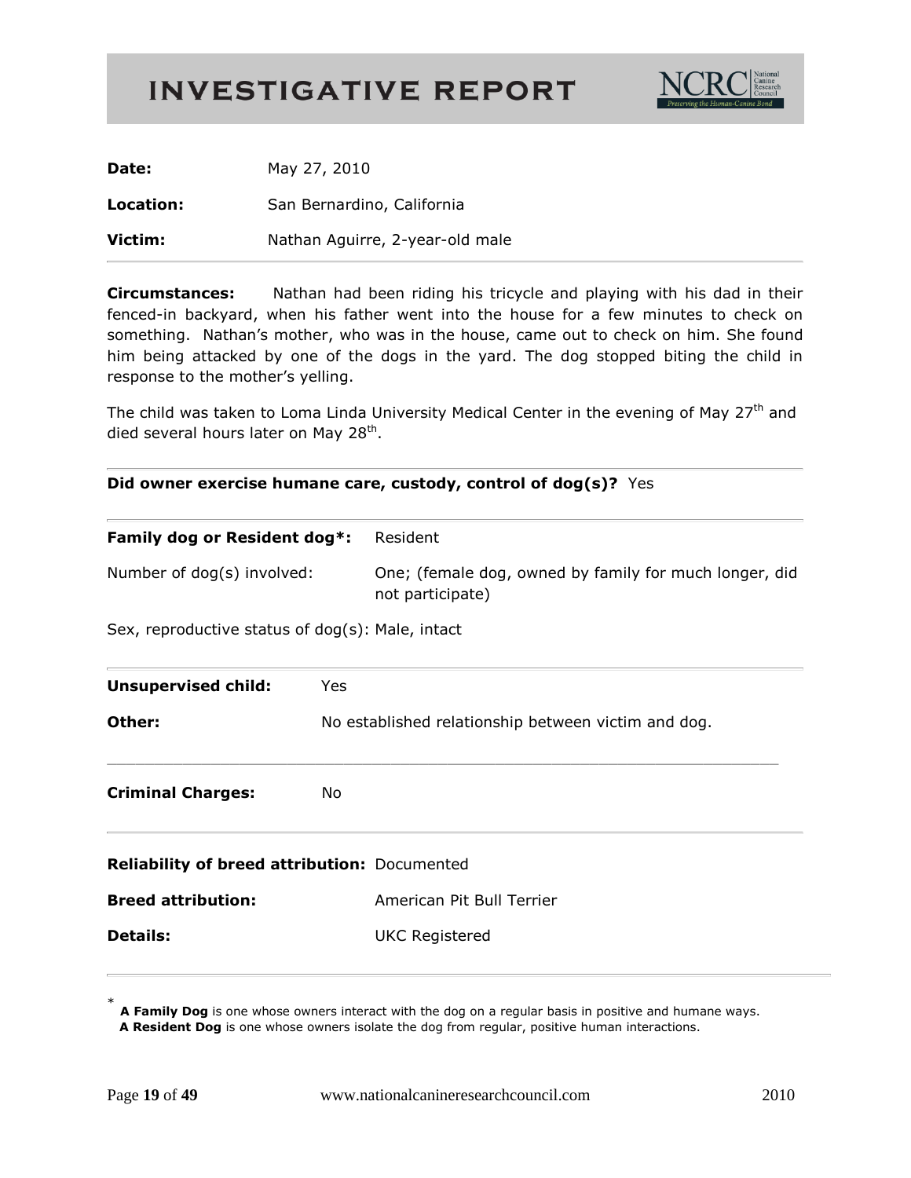# INVESTIGATIVE REPORT

NCRC National Canine Research Council — Preserving the Human-Canine Bond

**Date:** May 27, 2010

**Location:** San Bernardino, California

**Victim:** Nathan Aguirre, 2-year-old male

---

**Circumstances:** Nathan had been riding his tricycle and playing with his dad in their fenced-in backyard, when his father went into the house for a few minutes to check on something. Nathan's mother, who was in the house, came out to check on him. She found him being attacked by one of the dogs in the yard. The dog stopped biting the child in response to the mother's yelling.

The child was taken to Loma Linda University Medical Center in the evening of May 27th and died several hours later on May 28th.

---

**Did owner exercise humane care, custody, control of dog(s)?** Yes

---

**Family dog or Resident dog*:** Resident

Number of dog(s) involved: One; (female dog, owned by family for much longer, did not participate)

Sex, reproductive status of dog(s): Male, intact

---

**Unsupervised child:** Yes

**Other:** No established relationship between victim and dog.

---

**Criminal Charges:** No

---

**Reliability of breed attribution:** Documented

**Breed attribution:** American Pit Bull Terrier

**Details:** UKC Registered

---

\* **A Family Dog** is one whose owners interact with the dog on a regular basis in positive and humane ways.
**A Resident Dog** is one whose owners isolate the dog from regular, positive human interactions.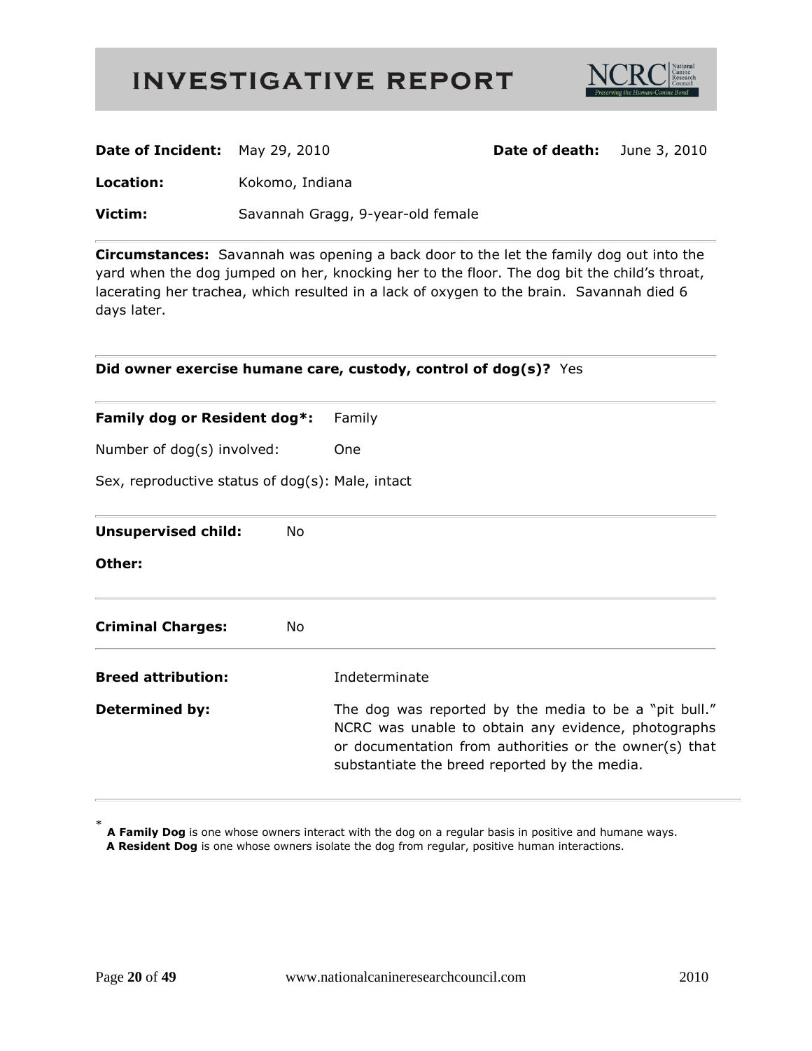# INVESTIGATIVE REPORT

NCRC National Canine Research Council — *Preserving the Human-Canine Bond*

**Date of Incident:** May 29, 2010 **Date of death:** June 3, 2010

**Location:** Kokomo, Indiana

**Victim:** Savannah Gragg, 9-year-old female

---

**Circumstances:** Savannah was opening a back door to the let the family dog out into the yard when the dog jumped on her, knocking her to the floor. The dog bit the child's throat, lacerating her trachea, which resulted in a lack of oxygen to the brain. Savannah died 6 days later.

---

**Did owner exercise humane care, custody, control of dog(s)?** Yes

---

**Family dog or Resident dog*:** Family

Number of dog(s) involved: One

Sex, reproductive status of dog(s): Male, intact

---

**Unsupervised child:** No

**Other:**

---

**Criminal Charges:** No

---

**Breed attribution:** Indeterminate

**Determined by:** The dog was reported by the media to be a "pit bull." NCRC was unable to obtain any evidence, photographs or documentation from authorities or the owner(s) that substantiate the breed reported by the media.

---

\* **A Family Dog** is one whose owners interact with the dog on a regular basis in positive and humane ways.
**A Resident Dog** is one whose owners isolate the dog from regular, positive human interactions.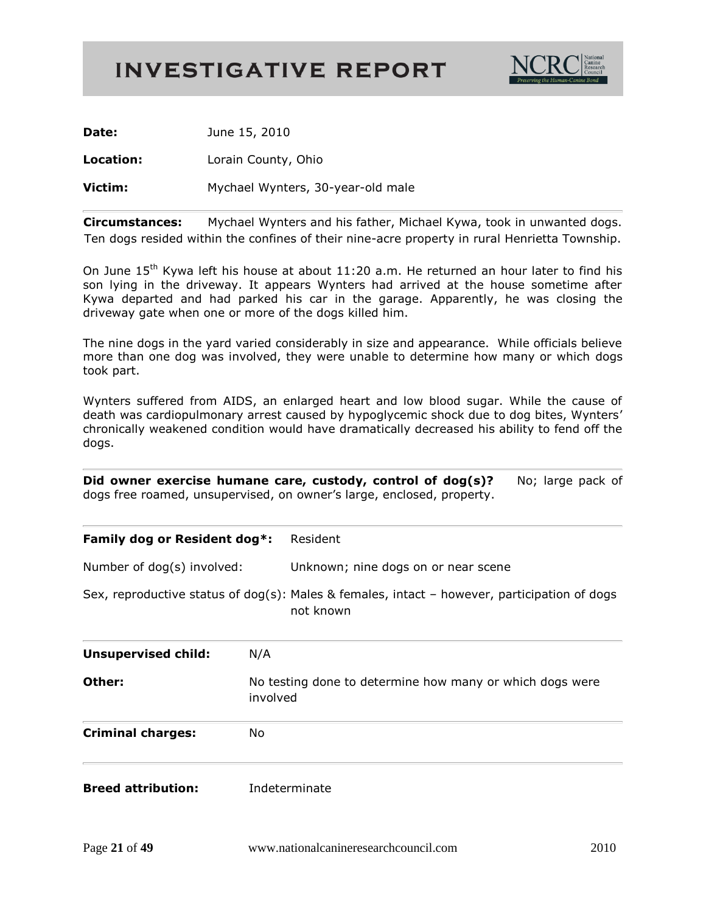# INVESTIGATIVE REPORT

NCRC National Canine Research Council — *Preserving the Human-Canine Bond*

**Date:** June 15, 2010

**Location:** Lorain County, Ohio

**Victim:** Mychael Wynters, 30-year-old male

---

**Circumstances:** Mychael Wynters and his father, Michael Kywa, took in unwanted dogs. Ten dogs resided within the confines of their nine-acre property in rural Henrietta Township.

On June 15th Kywa left his house at about 11:20 a.m. He returned an hour later to find his son lying in the driveway. It appears Wynters had arrived at the house sometime after Kywa departed and had parked his car in the garage. Apparently, he was closing the driveway gate when one or more of the dogs killed him.

The nine dogs in the yard varied considerably in size and appearance. While officials believe more than one dog was involved, they were unable to determine how many or which dogs took part.

Wynters suffered from AIDS, an enlarged heart and low blood sugar. While the cause of death was cardiopulmonary arrest caused by hypoglycemic shock due to dog bites, Wynters' chronically weakened condition would have dramatically decreased his ability to fend off the dogs.

---

**Did owner exercise humane care, custody, control of dog(s)?** No; large pack of dogs free roamed, unsupervised, on owner's large, enclosed, property.

---

**Family dog or Resident dog*:** Resident

Number of dog(s) involved: Unknown; nine dogs on or near scene

Sex, reproductive status of dog(s): Males & females, intact – however, participation of dogs not known

---

**Unsupervised child:** N/A

**Other:** No testing done to determine how many or which dogs were involved

---

**Criminal charges:** No

---

**Breed attribution:** Indeterminate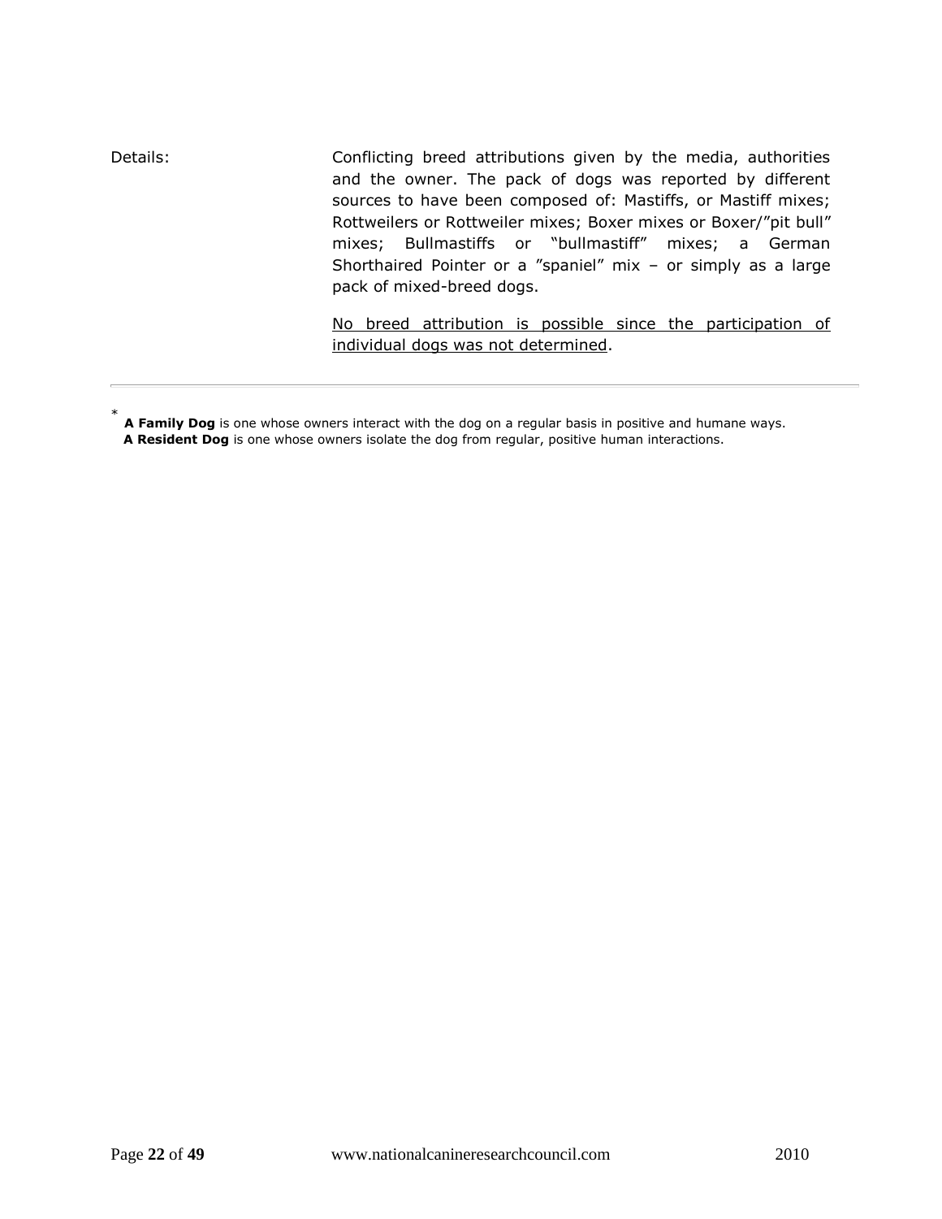| | |
|---|---|
| Details: | Conflicting breed attributions given by the media, authorities and the owner. The pack of dogs was reported by different sources to have been composed of: Mastiffs, or Mastiff mixes; Rottweilers or Rottweiler mixes; Boxer mixes or Boxer/"pit bull" mixes; Bullmastiffs or "bullmastiff" mixes; a German Shorthaired Pointer or a "spaniel" mix – or simply as a large pack of mixed-breed dogs.<br><br><u>No breed attribution is possible since the participation of individual dogs was not determined</u>. |

---

\* **A Family Dog** is one whose owners interact with the dog on a regular basis in positive and humane ways.
**A Resident Dog** is one whose owners isolate the dog from regular, positive human interactions.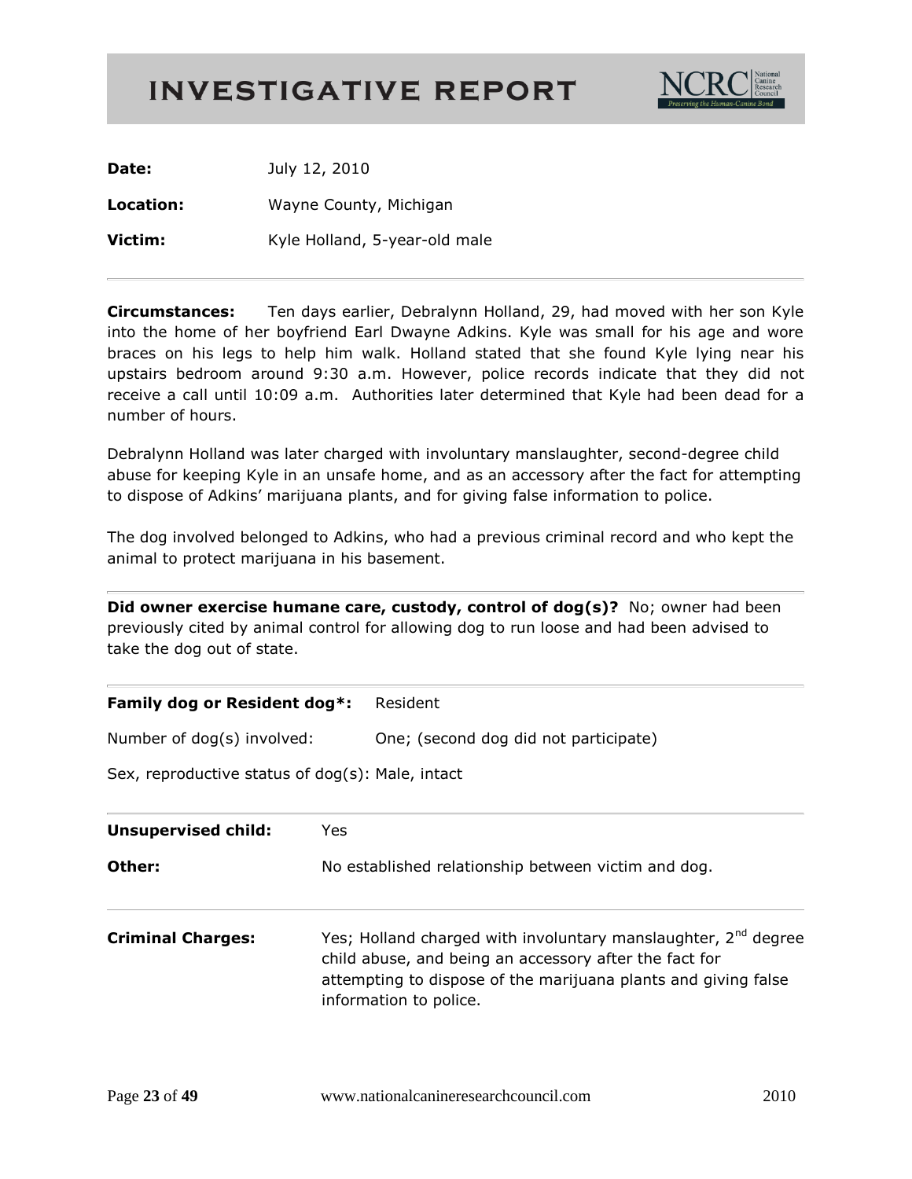# INVESTIGATIVE REPORT

**Date:** July 12, 2010

**Location:** Wayne County, Michigan

**Victim:** Kyle Holland, 5-year-old male

---

**Circumstances:** Ten days earlier, Debralynn Holland, 29, had moved with her son Kyle into the home of her boyfriend Earl Dwayne Adkins. Kyle was small for his age and wore braces on his legs to help him walk. Holland stated that she found Kyle lying near his upstairs bedroom around 9:30 a.m. However, police records indicate that they did not receive a call until 10:09 a.m. Authorities later determined that Kyle had been dead for a number of hours.

Debralynn Holland was later charged with involuntary manslaughter, second-degree child abuse for keeping Kyle in an unsafe home, and as an accessory after the fact for attempting to dispose of Adkins' marijuana plants, and for giving false information to police.

The dog involved belonged to Adkins, who had a previous criminal record and who kept the animal to protect marijuana in his basement.

---

**Did owner exercise humane care, custody, control of dog(s)?** No; owner had been previously cited by animal control for allowing dog to run loose and had been advised to take the dog out of state.

---

**Family dog or Resident dog*:** Resident

Number of dog(s) involved: One; (second dog did not participate)

Sex, reproductive status of dog(s): Male, intact

---

**Unsupervised child:** Yes

**Other:** No established relationship between victim and dog.

---

**Criminal Charges:** Yes; Holland charged with involuntary manslaughter, 2nd degree child abuse, and being an accessory after the fact for attempting to dispose of the marijuana plants and giving false information to police.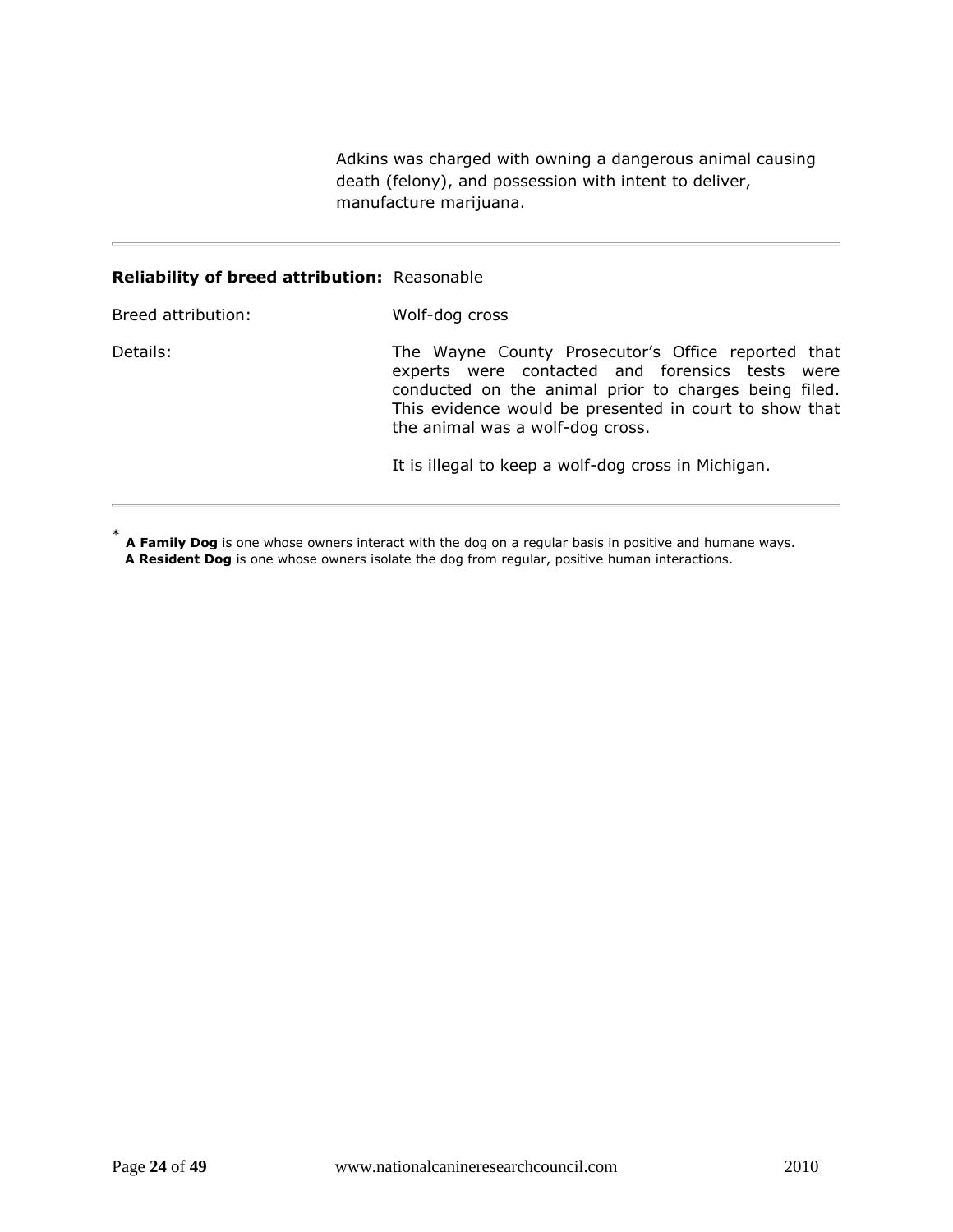Adkins was charged with owning a dangerous animal causing death (felony), and possession with intent to deliver, manufacture marijuana.

---

| **Reliability of breed attribution:** | Reasonable |
|---|---|
| Breed attribution: | Wolf-dog cross |
| Details: | The Wayne County Prosecutor's Office reported that experts were contacted and forensics tests were conducted on the animal prior to charges being filed. This evidence would be presented in court to show that the animal was a wolf-dog cross.<br><br>It is illegal to keep a wolf-dog cross in Michigan. |

---

\* **A Family Dog** is one whose owners interact with the dog on a regular basis in positive and humane ways.
**A Resident Dog** is one whose owners isolate the dog from regular, positive human interactions.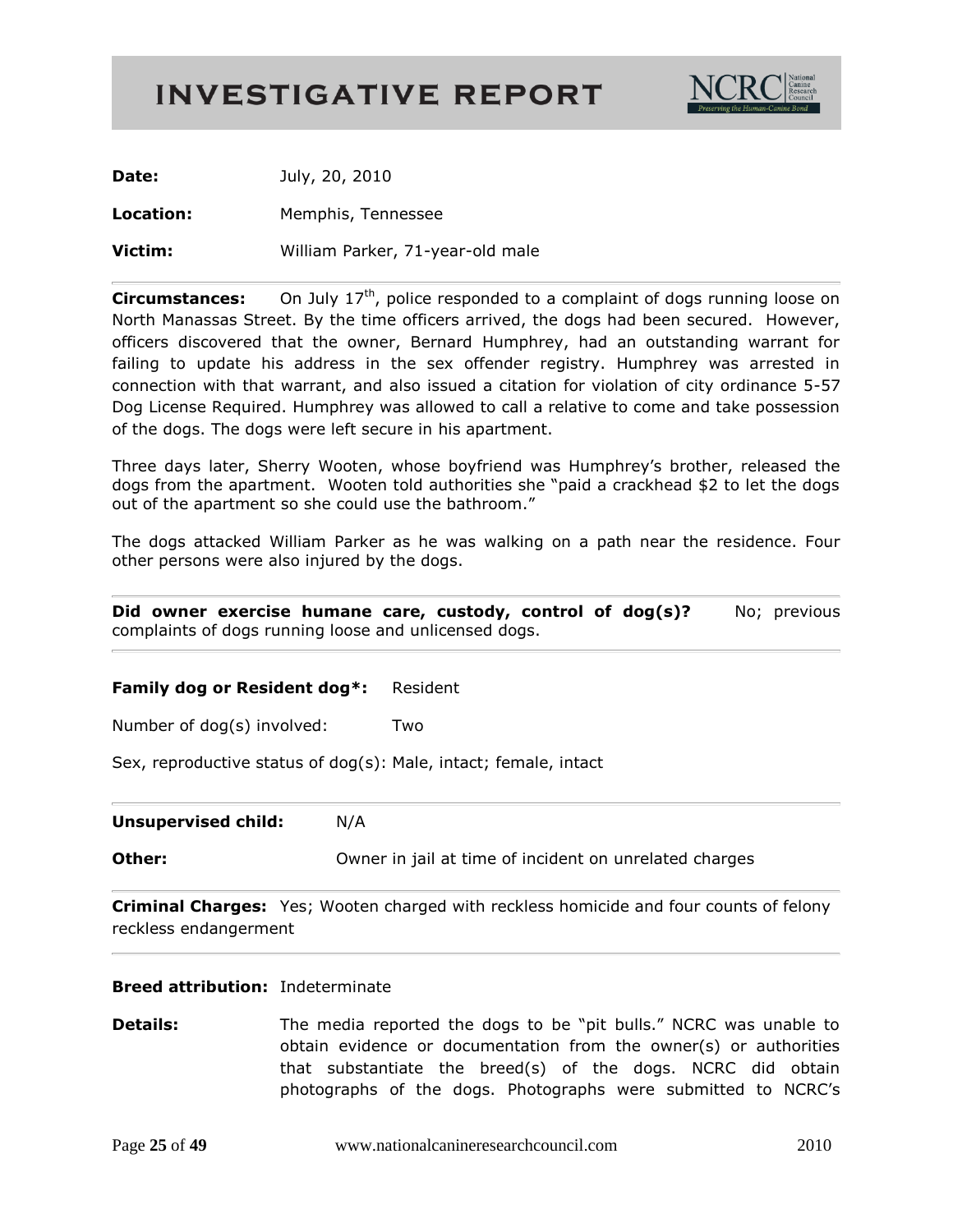# INVESTIGATIVE REPORT

**Date:** July, 20, 2010

**Location:** Memphis, Tennessee

**Victim:** William Parker, 71-year-old male

---

**Circumstances:** On July 17th, police responded to a complaint of dogs running loose on North Manassas Street. By the time officers arrived, the dogs had been secured. However, officers discovered that the owner, Bernard Humphrey, had an outstanding warrant for failing to update his address in the sex offender registry. Humphrey was arrested in connection with that warrant, and also issued a citation for violation of city ordinance 5-57 Dog License Required. Humphrey was allowed to call a relative to come and take possession of the dogs. The dogs were left secure in his apartment.

Three days later, Sherry Wooten, whose boyfriend was Humphrey's brother, released the dogs from the apartment. Wooten told authorities she "paid a crackhead $2 to let the dogs out of the apartment so she could use the bathroom."

The dogs attacked William Parker as he was walking on a path near the residence. Four other persons were also injured by the dogs.

---

**Did owner exercise humane care, custody, control of dog(s)?** No; previous complaints of dogs running loose and unlicensed dogs.

---

**Family dog or Resident dog*:** Resident

Number of dog(s) involved: Two

Sex, reproductive status of dog(s): Male, intact; female, intact

---

**Unsupervised child:** N/A

**Other:** Owner in jail at time of incident on unrelated charges

---

**Criminal Charges:** Yes; Wooten charged with reckless homicide and four counts of felony reckless endangerment

---

**Breed attribution:** Indeterminate

**Details:** The media reported the dogs to be "pit bulls." NCRC was unable to obtain evidence or documentation from the owner(s) or authorities that substantiate the breed(s) of the dogs. NCRC did obtain photographs of the dogs. Photographs were submitted to NCRC's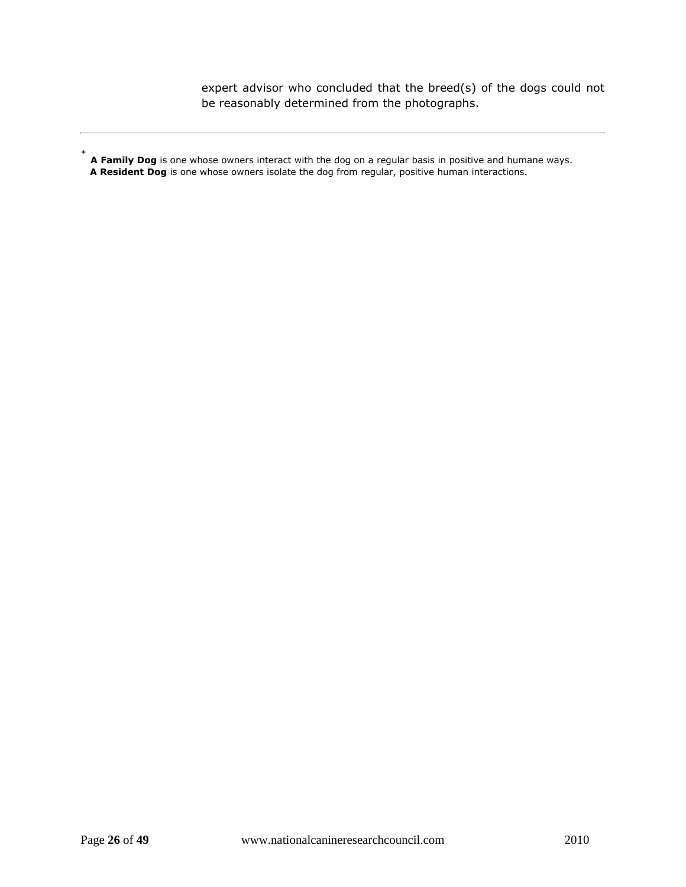expert advisor who concluded that the breed(s) of the dogs could not be reasonably determined from the photographs.

---

\* **A Family Dog** is one whose owners interact with the dog on a regular basis in positive and humane ways.
**A Resident Dog** is one whose owners isolate the dog from regular, positive human interactions.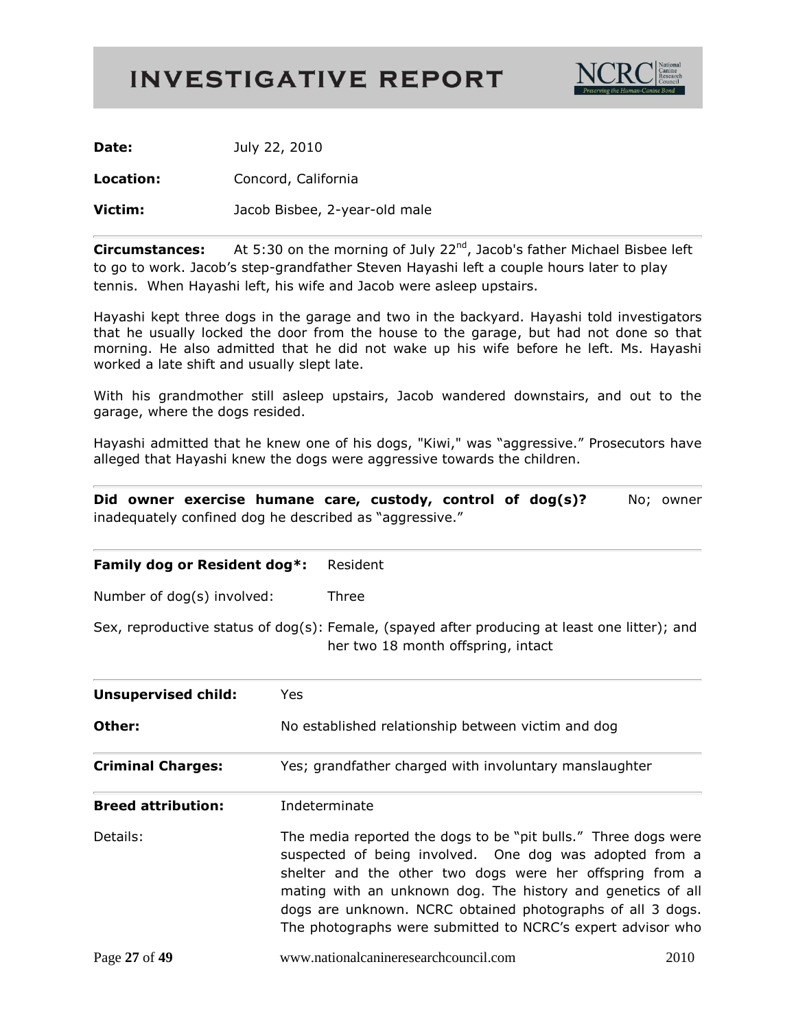# INVESTIGATIVE REPORT

**Date:** July 22, 2010

**Location:** Concord, California

**Victim:** Jacob Bisbee, 2-year-old male

---

**Circumstances:** At 5:30 on the morning of July 22nd, Jacob's father Michael Bisbee left to go to work. Jacob's step-grandfather Steven Hayashi left a couple hours later to play tennis. When Hayashi left, his wife and Jacob were asleep upstairs.

Hayashi kept three dogs in the garage and two in the backyard. Hayashi told investigators that he usually locked the door from the house to the garage, but had not done so that morning. He also admitted that he did not wake up his wife before he left. Ms. Hayashi worked a late shift and usually slept late.

With his grandmother still asleep upstairs, Jacob wandered downstairs, and out to the garage, where the dogs resided.

Hayashi admitted that he knew one of his dogs, "Kiwi," was "aggressive." Prosecutors have alleged that Hayashi knew the dogs were aggressive towards the children.

---

**Did owner exercise humane care, custody, control of dog(s)?** No; owner inadequately confined dog he described as "aggressive."

---

**Family dog or Resident dog*:** Resident

Number of dog(s) involved: Three

Sex, reproductive status of dog(s): Female, (spayed after producing at least one litter); and her two 18 month offspring, intact

---

**Unsupervised child:** Yes

**Other:** No established relationship between victim and dog

---

**Criminal Charges:** Yes; grandfather charged with involuntary manslaughter

---

**Breed attribution:** Indeterminate

Details: The media reported the dogs to be "pit bulls." Three dogs were suspected of being involved. One dog was adopted from a shelter and the other two dogs were her offspring from a mating with an unknown dog. The history and genetics of all dogs are unknown. NCRC obtained photographs of all 3 dogs. The photographs were submitted to NCRC's expert advisor who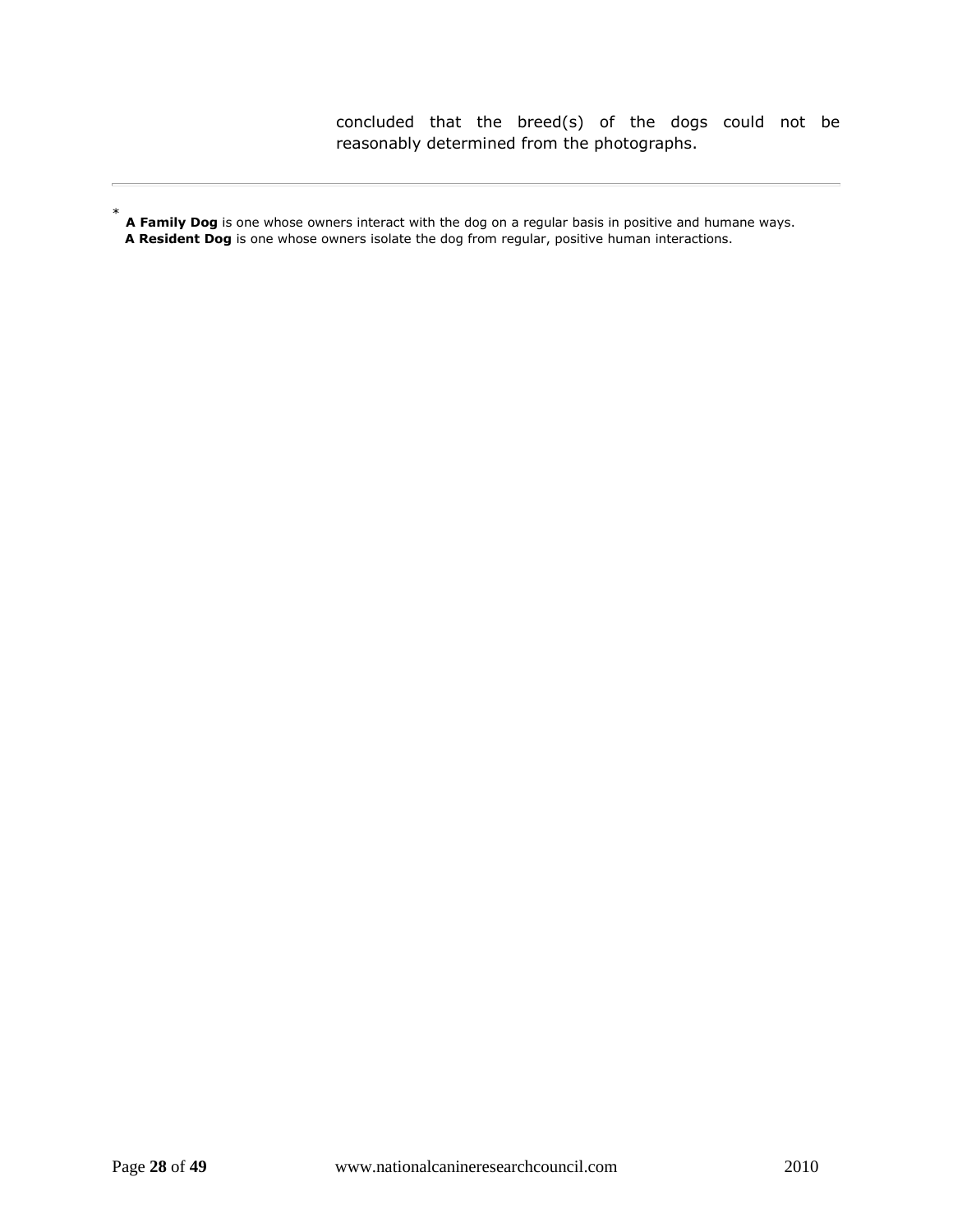concluded that the breed(s) of the dogs could not be reasonably determined from the photographs.

---

* **A Family Dog** is one whose owners interact with the dog on a regular basis in positive and humane ways.
**A Resident Dog** is one whose owners isolate the dog from regular, positive human interactions.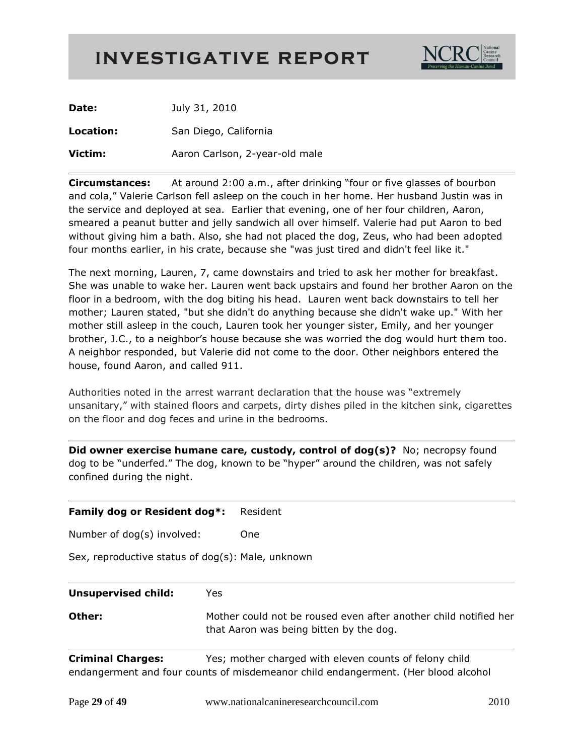# INVESTIGATIVE REPORT

**Date:** July 31, 2010

**Location:** San Diego, California

**Victim:** Aaron Carlson, 2-year-old male

---

**Circumstances:** At around 2:00 a.m., after drinking "four or five glasses of bourbon and cola," Valerie Carlson fell asleep on the couch in her home. Her husband Justin was in the service and deployed at sea. Earlier that evening, one of her four children, Aaron, smeared a peanut butter and jelly sandwich all over himself. Valerie had put Aaron to bed without giving him a bath. Also, she had not placed the dog, Zeus, who had been adopted four months earlier, in his crate, because she "was just tired and didn't feel like it."

The next morning, Lauren, 7, came downstairs and tried to ask her mother for breakfast. She was unable to wake her. Lauren went back upstairs and found her brother Aaron on the floor in a bedroom, with the dog biting his head. Lauren went back downstairs to tell her mother; Lauren stated, "but she didn't do anything because she didn't wake up." With her mother still asleep in the couch, Lauren took her younger sister, Emily, and her younger brother, J.C., to a neighbor's house because she was worried the dog would hurt them too. A neighbor responded, but Valerie did not come to the door. Other neighbors entered the house, found Aaron, and called 911.

Authorities noted in the arrest warrant declaration that the house was "extremely unsanitary," with stained floors and carpets, dirty dishes piled in the kitchen sink, cigarettes on the floor and dog feces and urine in the bedrooms.

---

**Did owner exercise humane care, custody, control of dog(s)?** No; necropsy found dog to be "underfed." The dog, known to be "hyper" around the children, was not safely confined during the night.

---

**Family dog or Resident dog*:** Resident

Number of dog(s) involved: One

Sex, reproductive status of dog(s): Male, unknown

---

**Unsupervised child:** Yes

**Other:** Mother could not be roused even after another child notified her that Aaron was being bitten by the dog.

---

**Criminal Charges:** Yes; mother charged with eleven counts of felony child endangerment and four counts of misdemeanor child endangerment. (Her blood alcohol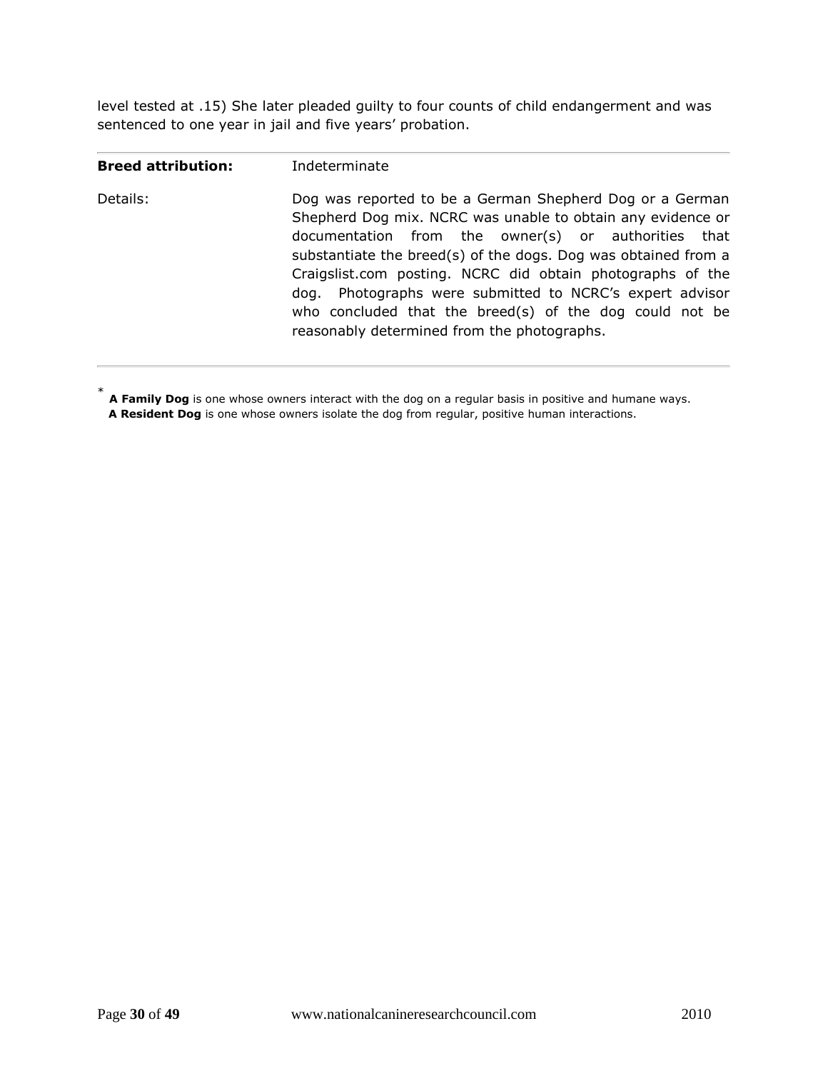level tested at .15) She later pleaded guilty to four counts of child endangerment and was sentenced to one year in jail and five years' probation.

| **Breed attribution:** | Indeterminate |
|---|---|
| Details: | Dog was reported to be a German Shepherd Dog or a German Shepherd Dog mix. NCRC was unable to obtain any evidence or documentation from the owner(s) or authorities that substantiate the breed(s) of the dogs. Dog was obtained from a Craigslist.com posting. NCRC did obtain photographs of the dog. Photographs were submitted to NCRC's expert advisor who concluded that the breed(s) of the dog could not be reasonably determined from the photographs. |

\* **A Family Dog** is one whose owners interact with the dog on a regular basis in positive and humane ways.
**A Resident Dog** is one whose owners isolate the dog from regular, positive human interactions.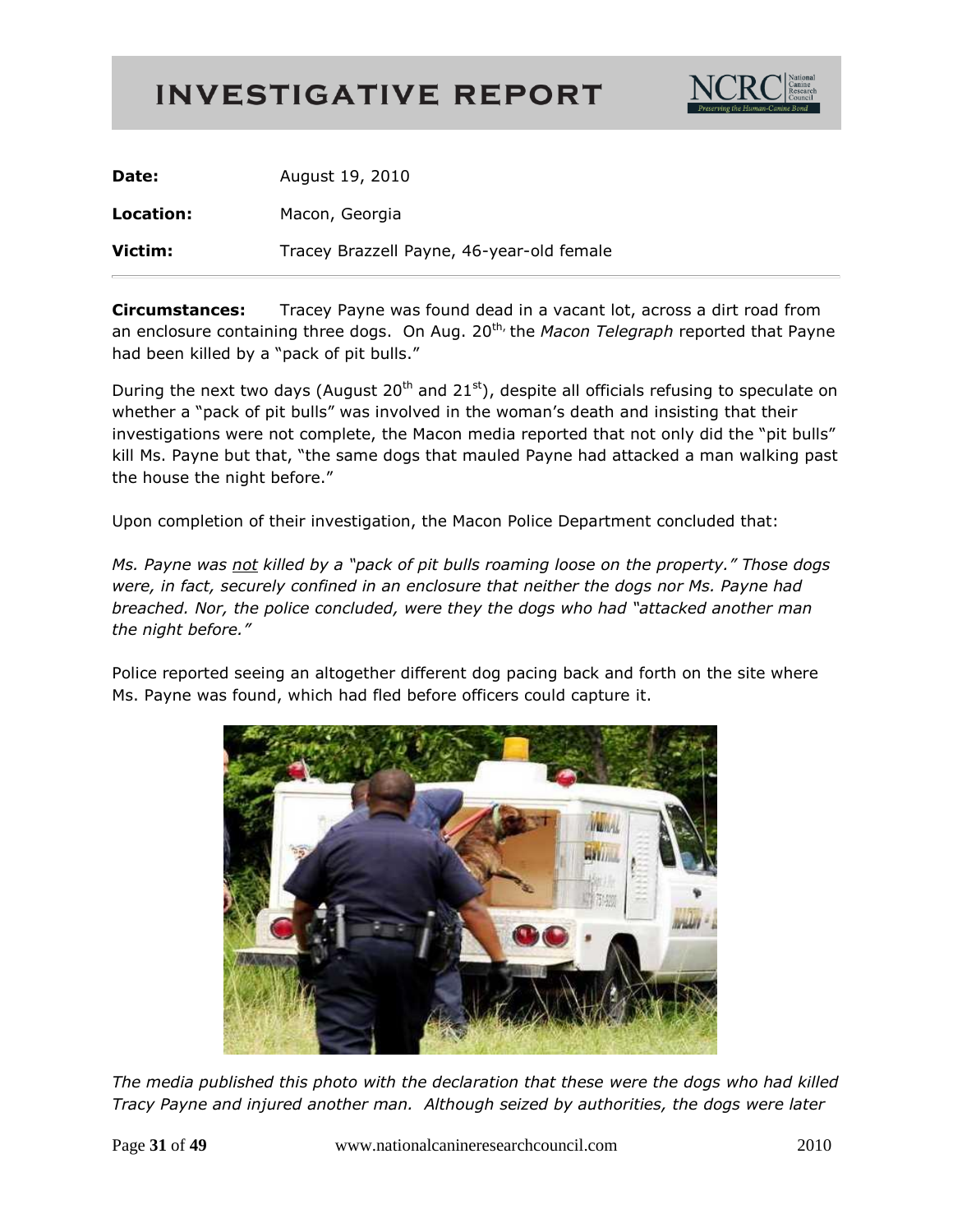# INVESTIGATIVE REPORT

| | |
|---|---|
| **Date:** | August 19, 2010 |
| **Location:** | Macon, Georgia |
| **Victim:** | Tracey Brazzell Payne, 46-year-old female |

**Circumstances:** Tracey Payne was found dead in a vacant lot, across a dirt road from an enclosure containing three dogs. On Aug. 20th, the *Macon Telegraph* reported that Payne had been killed by a "pack of pit bulls."

During the next two days (August 20th and 21st), despite all officials refusing to speculate on whether a "pack of pit bulls" was involved in the woman's death and insisting that their investigations were not complete, the Macon media reported that not only did the "pit bulls" kill Ms. Payne but that, "the same dogs that mauled Payne had attacked a man walking past the house the night before."

Upon completion of their investigation, the Macon Police Department concluded that:

*Ms. Payne was not killed by a "pack of pit bulls roaming loose on the property." Those dogs were, in fact, securely confined in an enclosure that neither the dogs nor Ms. Payne had breached. Nor, the police concluded, were they the dogs who had "attacked another man the night before."*

Police reported seeing an altogether different dog pacing back and forth on the site where Ms. Payne was found, which had fled before officers could capture it.

*The media published this photo with the declaration that these were the dogs who had killed Tracy Payne and injured another man. Although seized by authorities, the dogs were later*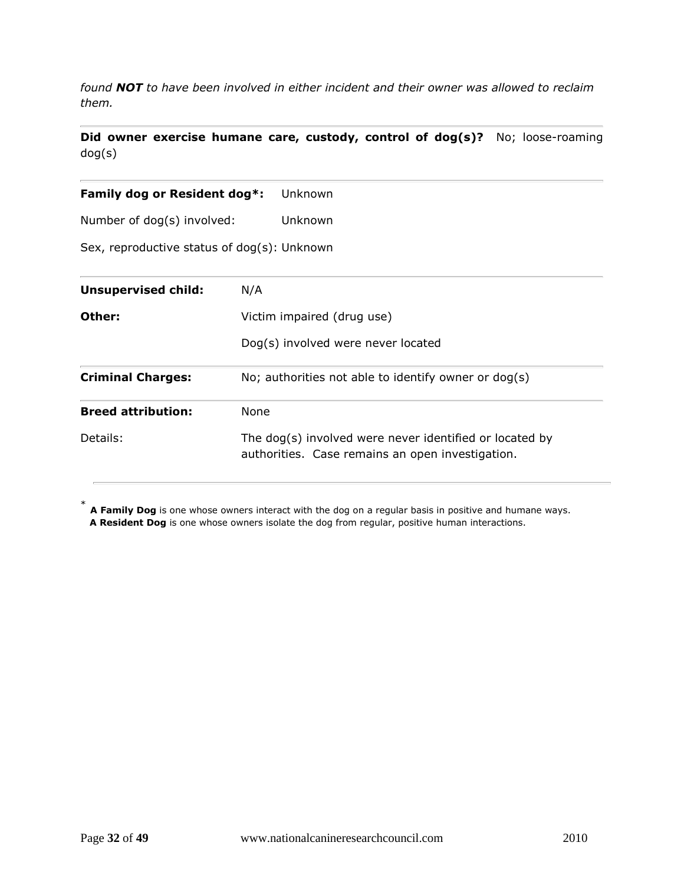*found **NOT** to have been involved in either incident and their owner was allowed to reclaim them.*

---

**Did owner exercise humane care, custody, control of dog(s)?** No; loose-roaming dog(s)

---

**Family dog or Resident dog*:** Unknown

Number of dog(s) involved: Unknown

Sex, reproductive status of dog(s): Unknown

---

| | |
|---|---|
| **Unsupervised child:** | N/A |
| **Other:** | Victim impaired (drug use)<br>Dog(s) involved were never located |
| **Criminal Charges:** | No; authorities not able to identify owner or dog(s) |
| **Breed attribution:** | None |
| Details: | The dog(s) involved were never identified or located by authorities. Case remains an open investigation. |

---

* **A Family Dog** is one whose owners interact with the dog on a regular basis in positive and humane ways.
**A Resident Dog** is one whose owners isolate the dog from regular, positive human interactions.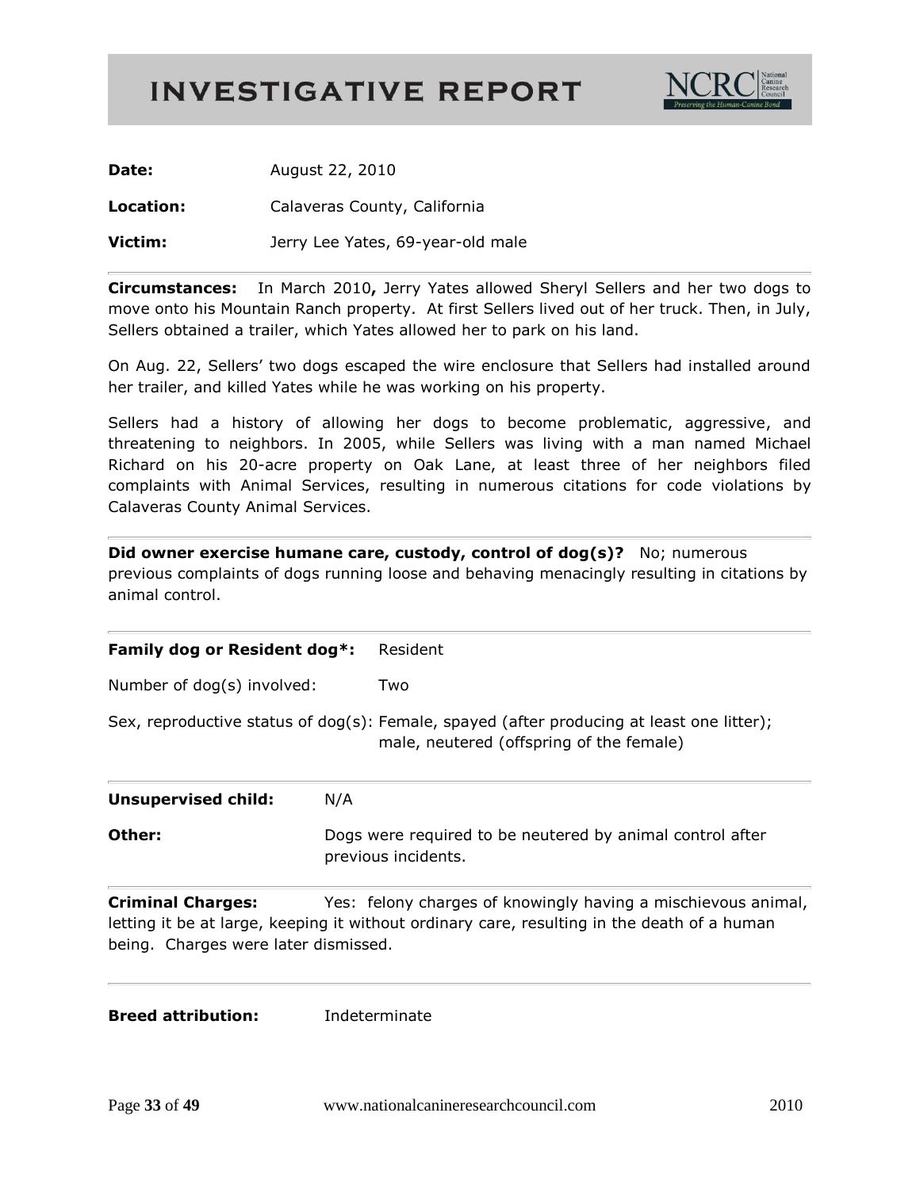# INVESTIGATIVE REPORT

**Date:** August 22, 2010

**Location:** Calaveras County, California

**Victim:** Jerry Lee Yates, 69-year-old male

---

**Circumstances:** In March 2010**,** Jerry Yates allowed Sheryl Sellers and her two dogs to move onto his Mountain Ranch property. At first Sellers lived out of her truck. Then, in July, Sellers obtained a trailer, which Yates allowed her to park on his land.

On Aug. 22, Sellers' two dogs escaped the wire enclosure that Sellers had installed around her trailer, and killed Yates while he was working on his property.

Sellers had a history of allowing her dogs to become problematic, aggressive, and threatening to neighbors. In 2005, while Sellers was living with a man named Michael Richard on his 20-acre property on Oak Lane, at least three of her neighbors filed complaints with Animal Services, resulting in numerous citations for code violations by Calaveras County Animal Services.

---

**Did owner exercise humane care, custody, control of dog(s)?** No; numerous previous complaints of dogs running loose and behaving menacingly resulting in citations by animal control.

---

**Family dog or Resident dog*:** Resident

Number of dog(s) involved: Two

Sex, reproductive status of dog(s): Female, spayed (after producing at least one litter); male, neutered (offspring of the female)

---

**Unsupervised child:** N/A

**Other:** Dogs were required to be neutered by animal control after previous incidents.

---

**Criminal Charges:** Yes: felony charges of knowingly having a mischievous animal, letting it be at large, keeping it without ordinary care, resulting in the death of a human being. Charges were later dismissed.

---

**Breed attribution:** Indeterminate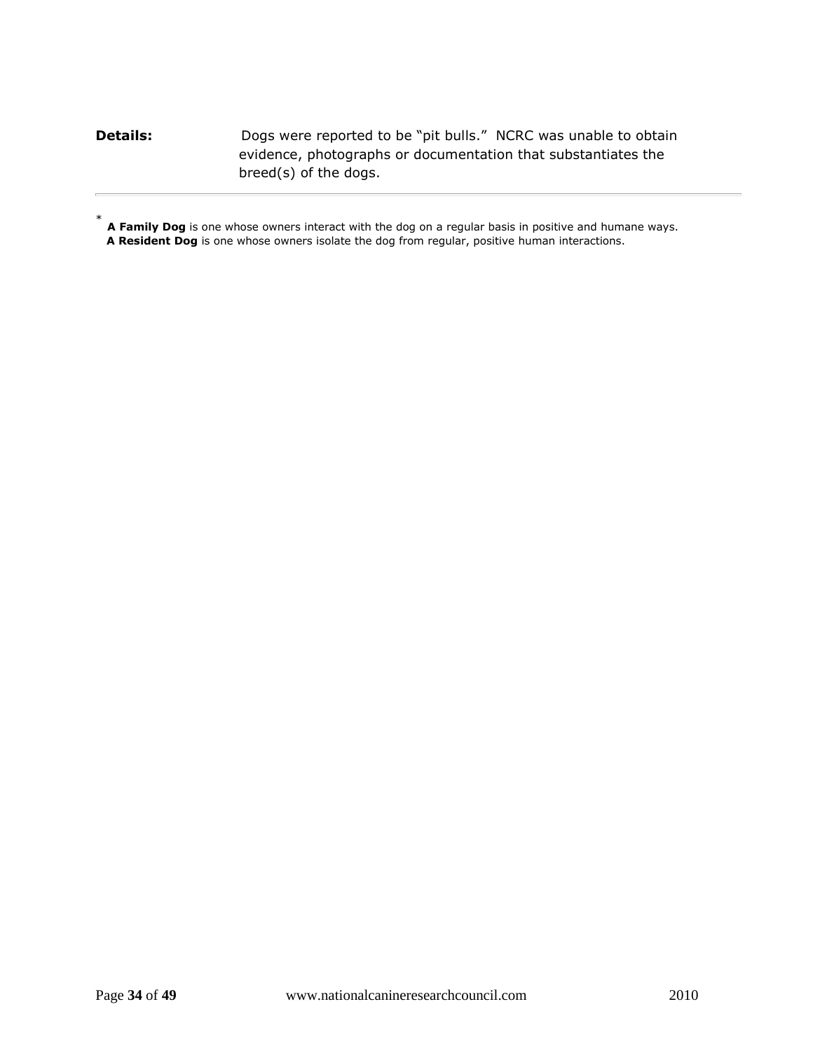**Details:** Dogs were reported to be "pit bulls." NCRC was unable to obtain evidence, photographs or documentation that substantiates the breed(s) of the dogs.

---

\* **A Family Dog** is one whose owners interact with the dog on a regular basis in positive and humane ways.
**A Resident Dog** is one whose owners isolate the dog from regular, positive human interactions.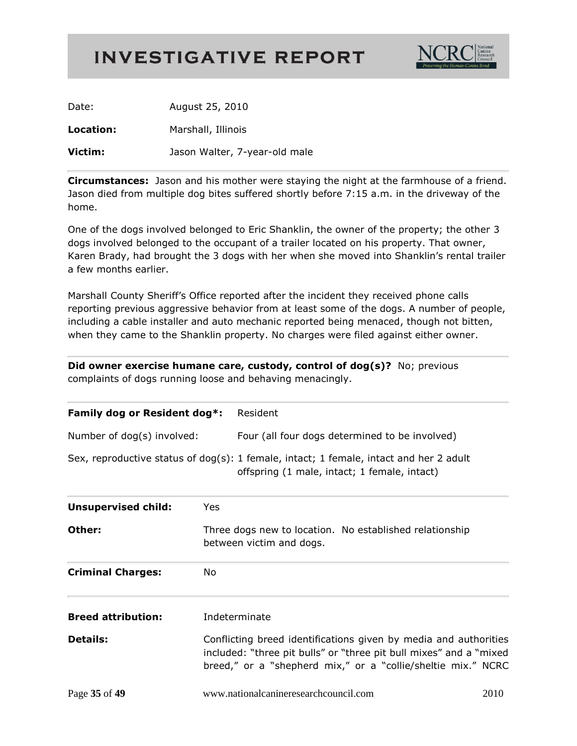# INVESTIGATIVE REPORT

NCRC National Canine Research Council — Preserving the Human-Canine Bond

Date: August 25, 2010

**Location:** Marshall, Illinois

**Victim:** Jason Walter, 7-year-old male

---

**Circumstances:** Jason and his mother were staying the night at the farmhouse of a friend. Jason died from multiple dog bites suffered shortly before 7:15 a.m. in the driveway of the home.

One of the dogs involved belonged to Eric Shanklin, the owner of the property; the other 3 dogs involved belonged to the occupant of a trailer located on his property. That owner, Karen Brady, had brought the 3 dogs with her when she moved into Shanklin's rental trailer a few months earlier.

Marshall County Sheriff's Office reported after the incident they received phone calls reporting previous aggressive behavior from at least some of the dogs. A number of people, including a cable installer and auto mechanic reported being menaced, though not bitten, when they came to the Shanklin property. No charges were filed against either owner.

---

**Did owner exercise humane care, custody, control of dog(s)?** No; previous complaints of dogs running loose and behaving menacingly.

---

**Family dog or Resident dog*:** Resident

Number of dog(s) involved: Four (all four dogs determined to be involved)

Sex, reproductive status of dog(s): 1 female, intact; 1 female, intact and her 2 adult offspring (1 male, intact; 1 female, intact)

---

**Unsupervised child:** Yes

**Other:** Three dogs new to location. No established relationship between victim and dogs.

---

**Criminal Charges:** No

---

**Breed attribution:** Indeterminate

**Details:** Conflicting breed identifications given by media and authorities included: "three pit bulls" or "three pit bull mixes" and a "mixed breed," or a "shepherd mix," or a "collie/sheltie mix." NCRC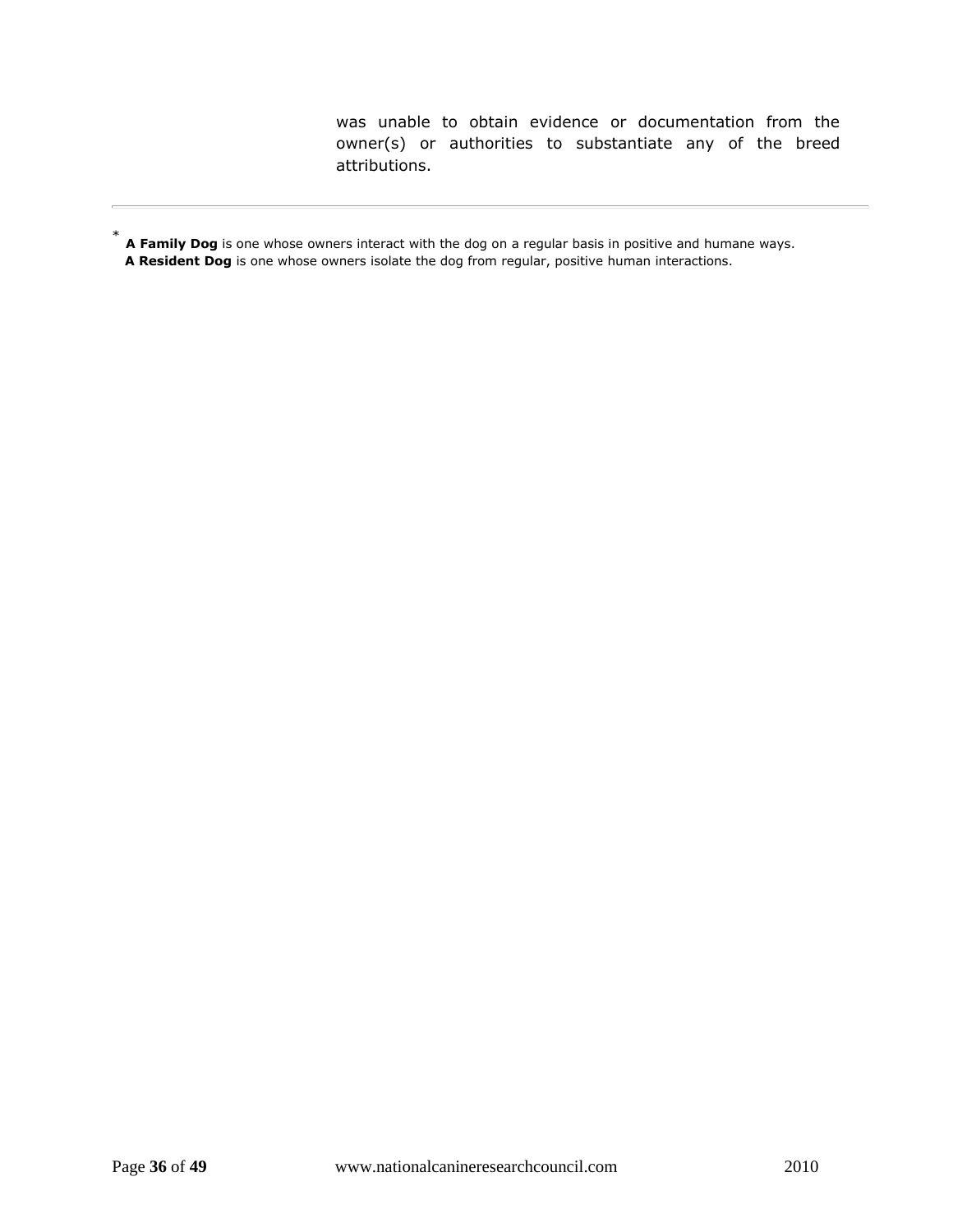was unable to obtain evidence or documentation from the owner(s) or authorities to substantiate any of the breed attributions.

---

* **A Family Dog** is one whose owners interact with the dog on a regular basis in positive and humane ways.
**A Resident Dog** is one whose owners isolate the dog from regular, positive human interactions.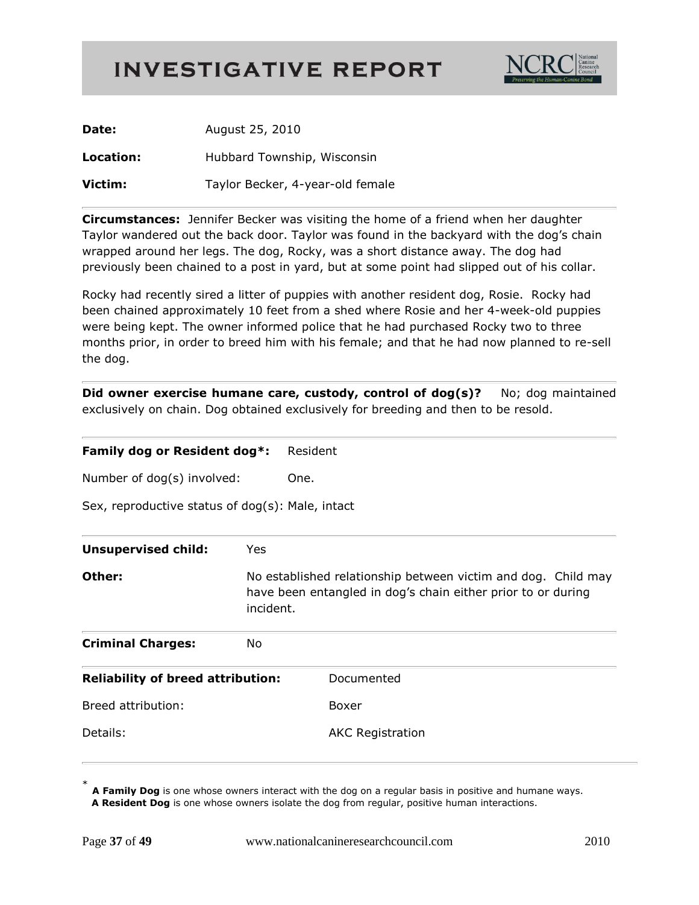# INVESTIGATIVE REPORT

NCRC National Canine Research Council — *Preserving the Human-Canine Bond*

**Date:** August 25, 2010

**Location:** Hubbard Township, Wisconsin

**Victim:** Taylor Becker, 4-year-old female

---

**Circumstances:** Jennifer Becker was visiting the home of a friend when her daughter Taylor wandered out the back door. Taylor was found in the backyard with the dog's chain wrapped around her legs. The dog, Rocky, was a short distance away. The dog had previously been chained to a post in yard, but at some point had slipped out of his collar.

Rocky had recently sired a litter of puppies with another resident dog, Rosie. Rocky had been chained approximately 10 feet from a shed where Rosie and her 4-week-old puppies were being kept. The owner informed police that he had purchased Rocky two to three months prior, in order to breed him with his female; and that he had now planned to re-sell the dog.

---

**Did owner exercise humane care, custody, control of dog(s)?** No; dog maintained exclusively on chain. Dog obtained exclusively for breeding and then to be resold.

---

**Family dog or Resident dog*:** Resident

Number of dog(s) involved: One.

Sex, reproductive status of dog(s): Male, intact

---

**Unsupervised child:** Yes

**Other:** No established relationship between victim and dog. Child may have been entangled in dog's chain either prior to or during incident.

---

**Criminal Charges:** No

---

**Reliability of breed attribution:** Documented

Breed attribution: Boxer

Details: AKC Registration

---

\* **A Family Dog** is one whose owners interact with the dog on a regular basis in positive and humane ways.
**A Resident Dog** is one whose owners isolate the dog from regular, positive human interactions.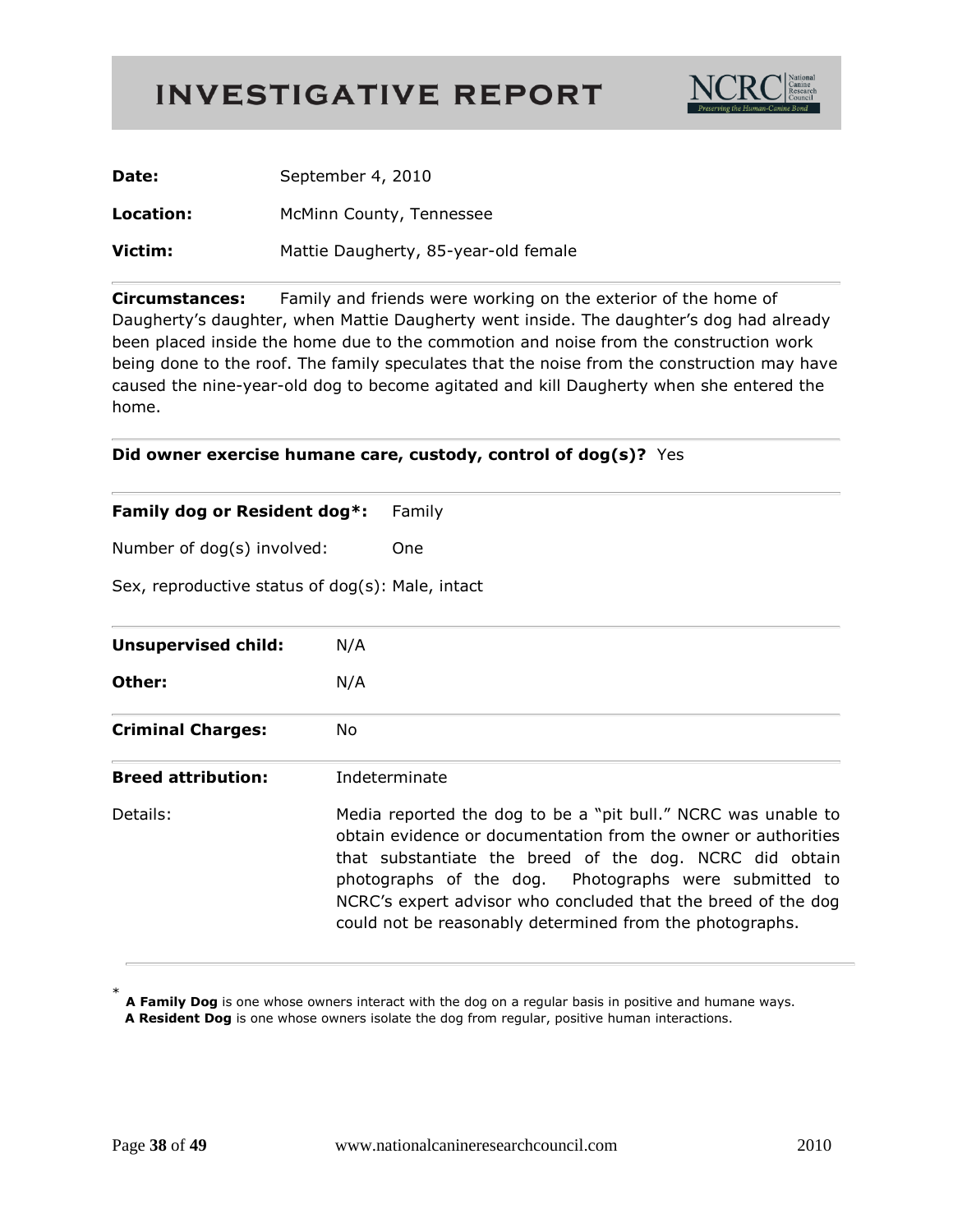# INVESTIGATIVE REPORT

**Date:** September 4, 2010

**Location:** McMinn County, Tennessee

**Victim:** Mattie Daugherty, 85-year-old female

---

**Circumstances:** Family and friends were working on the exterior of the home of Daugherty's daughter, when Mattie Daugherty went inside. The daughter's dog had already been placed inside the home due to the commotion and noise from the construction work being done to the roof. The family speculates that the noise from the construction may have caused the nine-year-old dog to become agitated and kill Daugherty when she entered the home.

---

**Did owner exercise humane care, custody, control of dog(s)?** Yes

---

**Family dog or Resident dog*:** Family

Number of dog(s) involved: One

Sex, reproductive status of dog(s): Male, intact

---

**Unsupervised child:** N/A

**Other:** N/A

---

**Criminal Charges:** No

---

**Breed attribution:** Indeterminate

Details: Media reported the dog to be a "pit bull." NCRC was unable to obtain evidence or documentation from the owner or authorities that substantiate the breed of the dog. NCRC did obtain photographs of the dog. Photographs were submitted to NCRC's expert advisor who concluded that the breed of the dog could not be reasonably determined from the photographs.

---

\* **A Family Dog** is one whose owners interact with the dog on a regular basis in positive and humane ways.
**A Resident Dog** is one whose owners isolate the dog from regular, positive human interactions.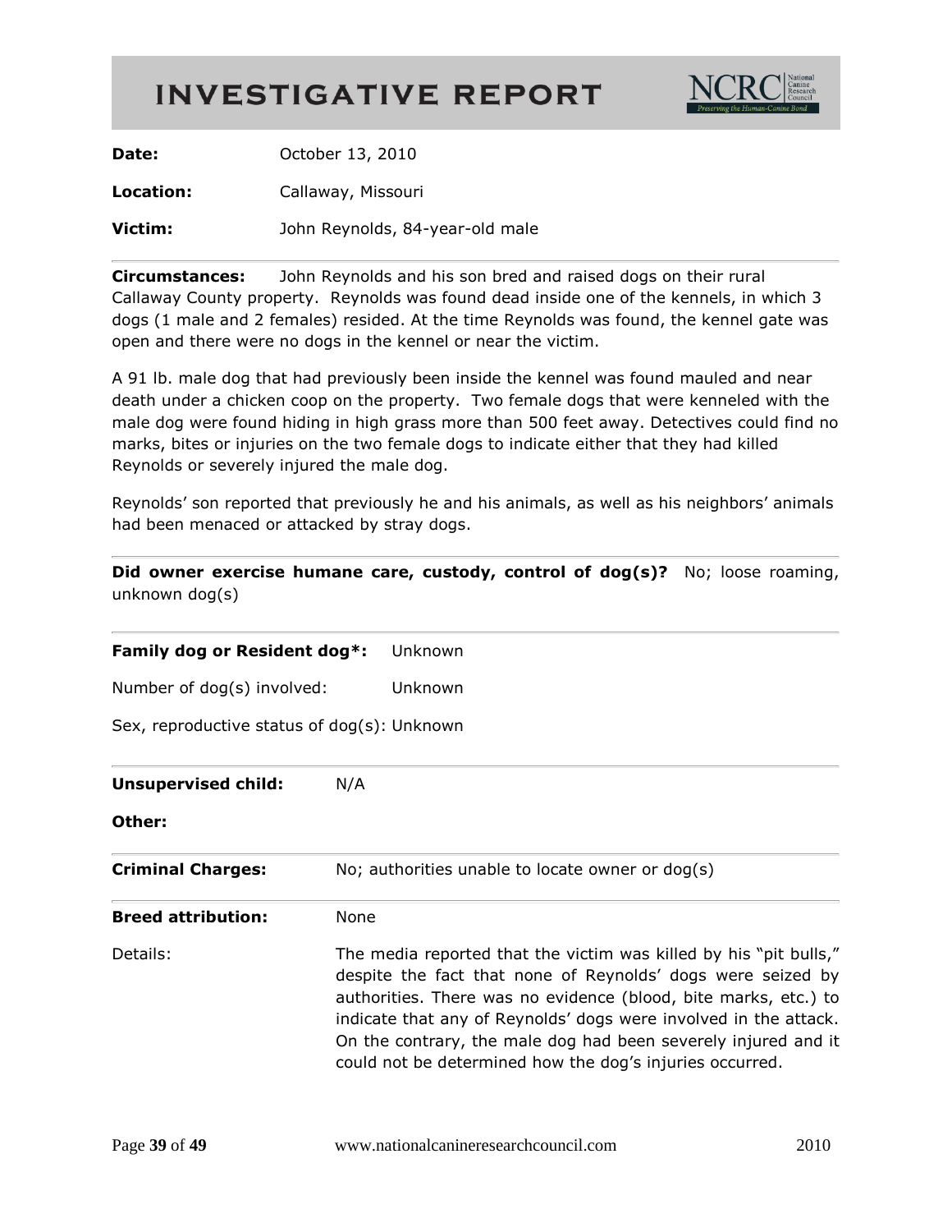# INVESTIGATIVE REPORT

NCRC National Canine Research Council — Preserving the Human-Canine Bond

**Date:** October 13, 2010

**Location:** Callaway, Missouri

**Victim:** John Reynolds, 84-year-old male

---

**Circumstances:** John Reynolds and his son bred and raised dogs on their rural Callaway County property. Reynolds was found dead inside one of the kennels, in which 3 dogs (1 male and 2 females) resided. At the time Reynolds was found, the kennel gate was open and there were no dogs in the kennel or near the victim.

A 91 lb. male dog that had previously been inside the kennel was found mauled and near death under a chicken coop on the property. Two female dogs that were kenneled with the male dog were found hiding in high grass more than 500 feet away. Detectives could find no marks, bites or injuries on the two female dogs to indicate either that they had killed Reynolds or severely injured the male dog.

Reynolds' son reported that previously he and his animals, as well as his neighbors' animals had been menaced or attacked by stray dogs.

---

**Did owner exercise humane care, custody, control of dog(s)?** No; loose roaming, unknown dog(s)

---

**Family dog or Resident dog*:** Unknown

Number of dog(s) involved: Unknown

Sex, reproductive status of dog(s): Unknown

---

**Unsupervised child:** N/A

**Other:**

---

**Criminal Charges:** No; authorities unable to locate owner or dog(s)

---

**Breed attribution:** None

Details: The media reported that the victim was killed by his "pit bulls," despite the fact that none of Reynolds' dogs were seized by authorities. There was no evidence (blood, bite marks, etc.) to indicate that any of Reynolds' dogs were involved in the attack. On the contrary, the male dog had been severely injured and it could not be determined how the dog's injuries occurred.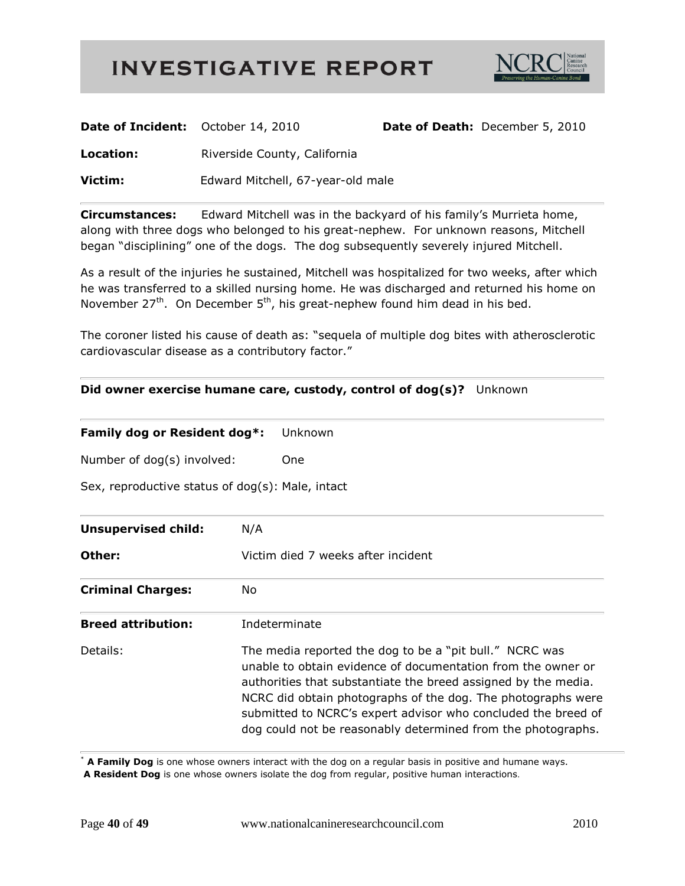# INVESTIGATIVE REPORT

**Date of Incident:** October 14, 2010 **Date of Death:** December 5, 2010

**Location:** Riverside County, California

**Victim:** Edward Mitchell, 67-year-old male

---

**Circumstances:** Edward Mitchell was in the backyard of his family's Murrieta home, along with three dogs who belonged to his great-nephew. For unknown reasons, Mitchell began "disciplining" one of the dogs. The dog subsequently severely injured Mitchell.

As a result of the injuries he sustained, Mitchell was hospitalized for two weeks, after which he was transferred to a skilled nursing home. He was discharged and returned his home on November 27th. On December 5th, his great-nephew found him dead in his bed.

The coroner listed his cause of death as: "sequela of multiple dog bites with atherosclerotic cardiovascular disease as a contributory factor."

---

**Did owner exercise humane care, custody, control of dog(s)?** Unknown

---

**Family dog or Resident dog*:** Unknown

Number of dog(s) involved: One

Sex, reproductive status of dog(s): Male, intact

---

**Unsupervised child:** N/A

**Other:** Victim died 7 weeks after incident

---

**Criminal Charges:** No

---

**Breed attribution:** Indeterminate

Details: The media reported the dog to be a "pit bull." NCRC was unable to obtain evidence of documentation from the owner or authorities that substantiate the breed assigned by the media. NCRC did obtain photographs of the dog. The photographs were submitted to NCRC's expert advisor who concluded the breed of dog could not be reasonably determined from the photographs.

---

\* **A Family Dog** is one whose owners interact with the dog on a regular basis in positive and humane ways.
**A Resident Dog** is one whose owners isolate the dog from regular, positive human interactions.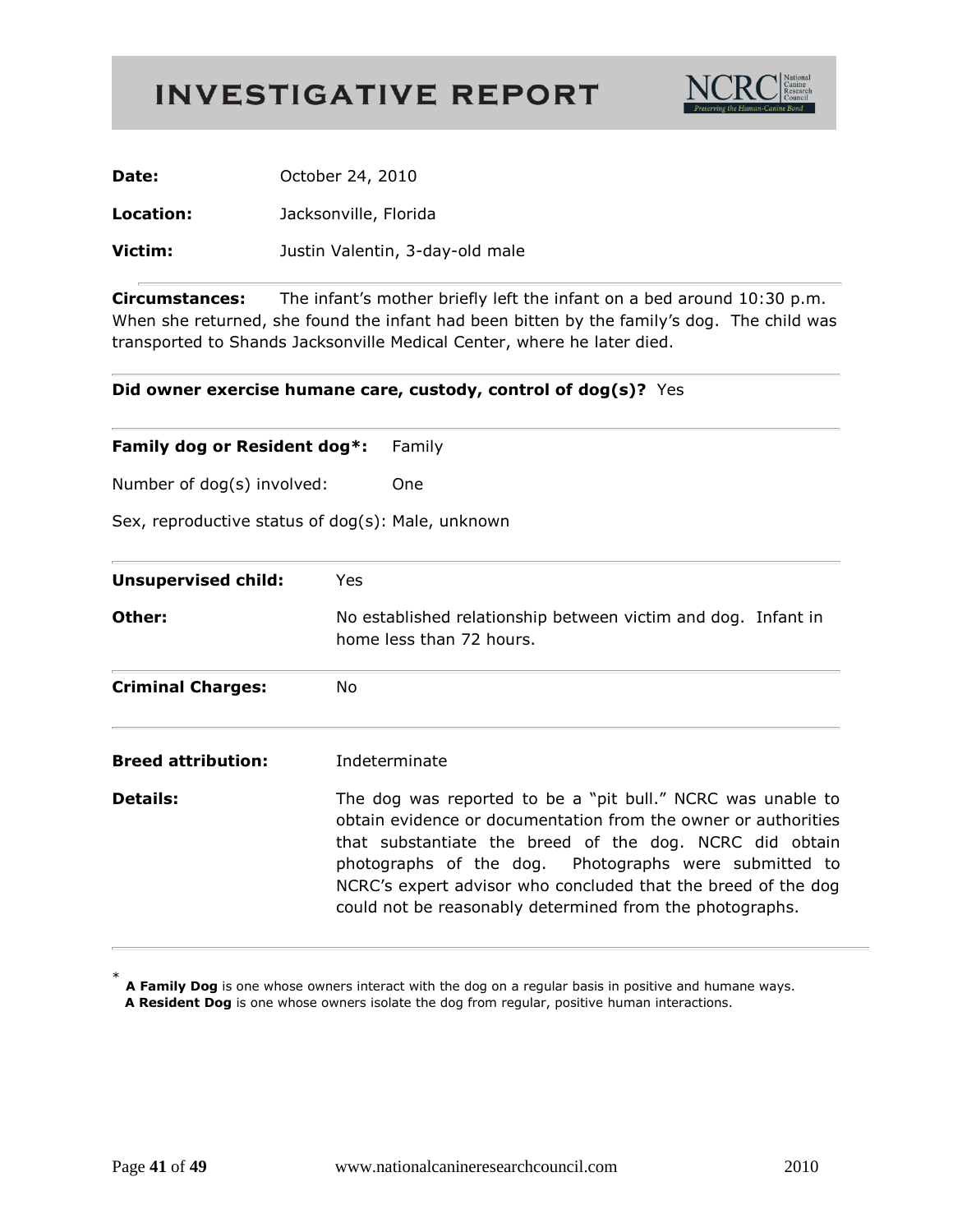# INVESTIGATIVE REPORT

NCRC National Canine Research Council — Preserving the Human-Canine Bond

**Date:** October 24, 2010

**Location:** Jacksonville, Florida

**Victim:** Justin Valentin, 3-day-old male

---

**Circumstances:** The infant's mother briefly left the infant on a bed around 10:30 p.m. When she returned, she found the infant had been bitten by the family's dog. The child was transported to Shands Jacksonville Medical Center, where he later died.

---

**Did owner exercise humane care, custody, control of dog(s)?** Yes

---

**Family dog or Resident dog*:** Family

Number of dog(s) involved: One

Sex, reproductive status of dog(s): Male, unknown

---

**Unsupervised child:** Yes

**Other:** No established relationship between victim and dog. Infant in home less than 72 hours.

---

**Criminal Charges:** No

---

**Breed attribution:** Indeterminate

**Details:** The dog was reported to be a "pit bull." NCRC was unable to obtain evidence or documentation from the owner or authorities that substantiate the breed of the dog. NCRC did obtain photographs of the dog. Photographs were submitted to NCRC's expert advisor who concluded that the breed of the dog could not be reasonably determined from the photographs.

---

\* **A Family Dog** is one whose owners interact with the dog on a regular basis in positive and humane ways.
**A Resident Dog** is one whose owners isolate the dog from regular, positive human interactions.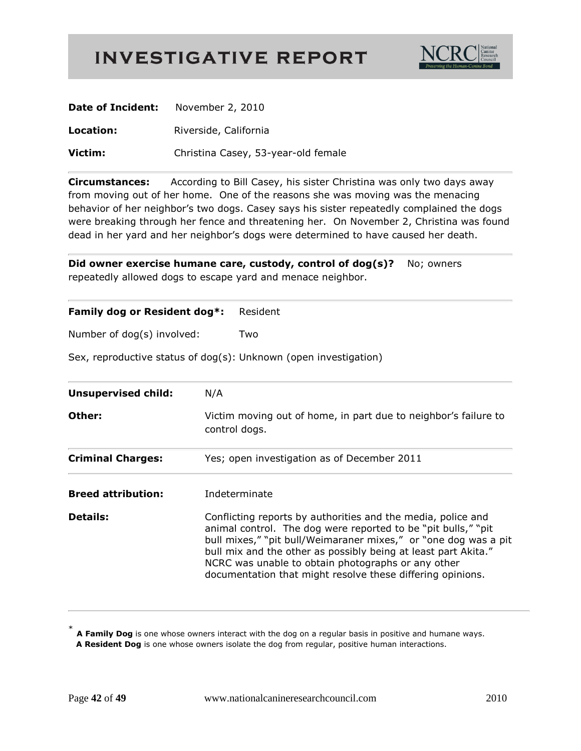# INVESTIGATIVE REPORT

**Date of Incident:** November 2, 2010

**Location:** Riverside, California

**Victim:** Christina Casey, 53-year-old female

---

**Circumstances:** According to Bill Casey, his sister Christina was only two days away from moving out of her home. One of the reasons she was moving was the menacing behavior of her neighbor's two dogs. Casey says his sister repeatedly complained the dogs were breaking through her fence and threatening her. On November 2, Christina was found dead in her yard and her neighbor's dogs were determined to have caused her death.

---

**Did owner exercise humane care, custody, control of dog(s)?** No; owners repeatedly allowed dogs to escape yard and menace neighbor.

---

**Family dog or Resident dog*:** Resident

Number of dog(s) involved: Two

Sex, reproductive status of dog(s): Unknown (open investigation)

---

**Unsupervised child:** N/A

**Other:** Victim moving out of home, in part due to neighbor's failure to control dogs.

---

**Criminal Charges:** Yes; open investigation as of December 2011

---

**Breed attribution:** Indeterminate

**Details:** Conflicting reports by authorities and the media, police and animal control. The dog were reported to be "pit bulls," "pit bull mixes," "pit bull/Weimaraner mixes," or "one dog was a pit bull mix and the other as possibly being at least part Akita." NCRC was unable to obtain photographs or any other documentation that might resolve these differing opinions.

---

* **A Family Dog** is one whose owners interact with the dog on a regular basis in positive and humane ways.
**A Resident Dog** is one whose owners isolate the dog from regular, positive human interactions.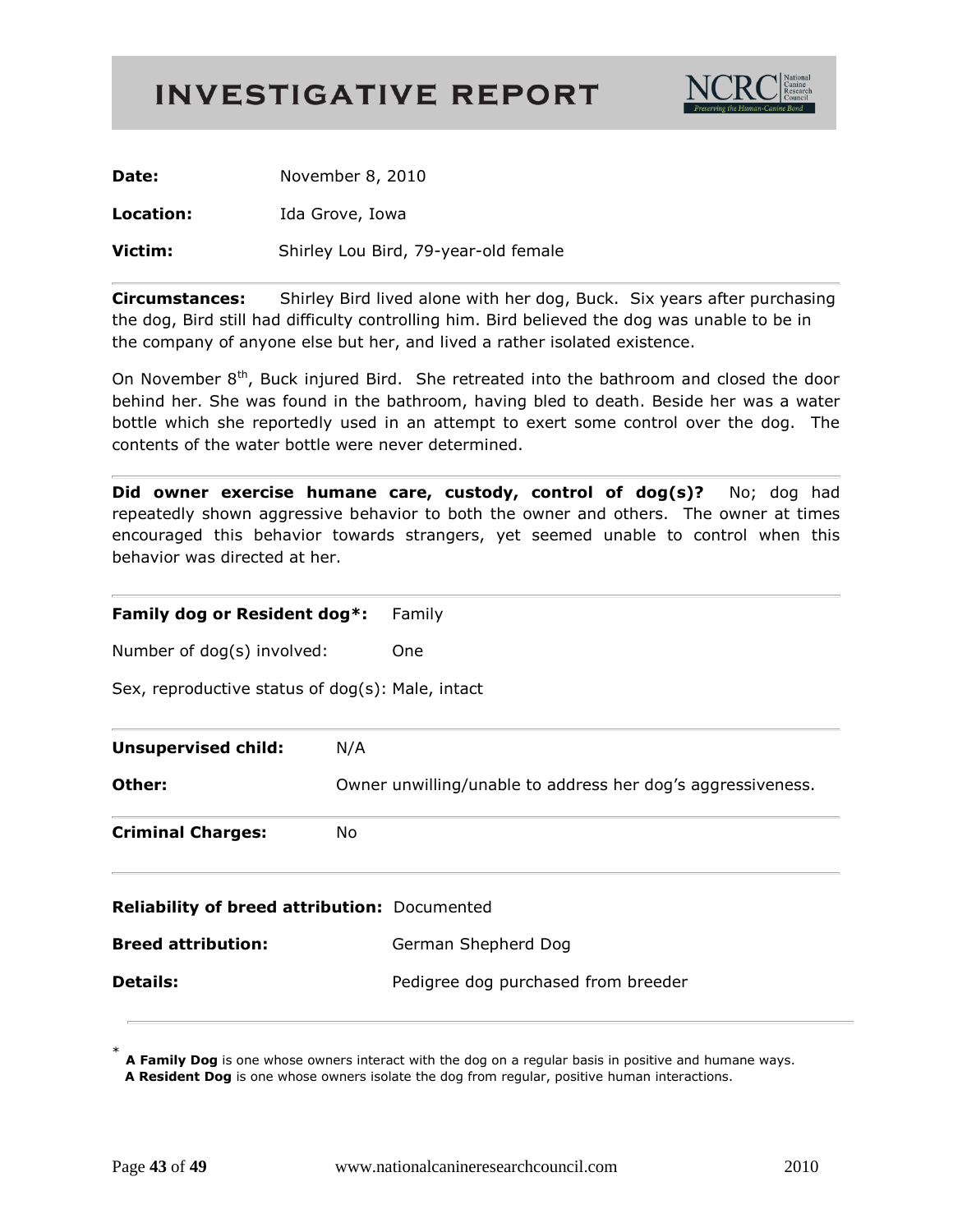# INVESTIGATIVE REPORT

**Date:** November 8, 2010

**Location:** Ida Grove, Iowa

**Victim:** Shirley Lou Bird, 79-year-old female

---

**Circumstances:** Shirley Bird lived alone with her dog, Buck. Six years after purchasing the dog, Bird still had difficulty controlling him. Bird believed the dog was unable to be in the company of anyone else but her, and lived a rather isolated existence.

On November 8th, Buck injured Bird. She retreated into the bathroom and closed the door behind her. She was found in the bathroom, having bled to death. Beside her was a water bottle which she reportedly used in an attempt to exert some control over the dog. The contents of the water bottle were never determined.

---

**Did owner exercise humane care, custody, control of dog(s)?** No; dog had repeatedly shown aggressive behavior to both the owner and others. The owner at times encouraged this behavior towards strangers, yet seemed unable to control when this behavior was directed at her.

---

**Family dog or Resident dog*:** Family

Number of dog(s) involved: One

Sex, reproductive status of dog(s): Male, intact

---

**Unsupervised child:** N/A

**Other:** Owner unwilling/unable to address her dog's aggressiveness.

---

**Criminal Charges:** No

---

**Reliability of breed attribution:** Documented

**Breed attribution:** German Shepherd Dog

**Details:** Pedigree dog purchased from breeder

---

* **A Family Dog** is one whose owners interact with the dog on a regular basis in positive and humane ways.
**A Resident Dog** is one whose owners isolate the dog from regular, positive human interactions.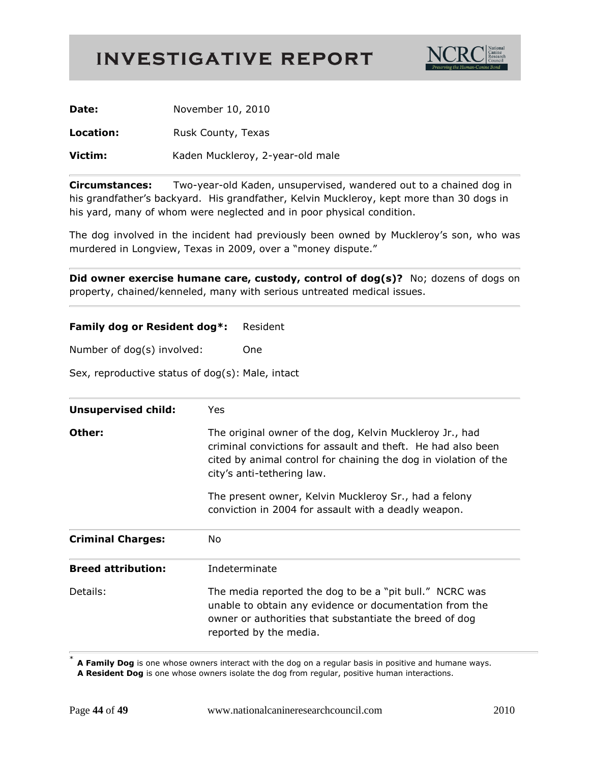# INVESTIGATIVE REPORT

NCRC National Canine Research Council — *Preserving the Human-Canine Bond*

**Date:** November 10, 2010

**Location:** Rusk County, Texas

**Victim:** Kaden Muckleroy, 2-year-old male

---

**Circumstances:** Two-year-old Kaden, unsupervised, wandered out to a chained dog in his grandfather's backyard. His grandfather, Kelvin Muckleroy, kept more than 30 dogs in his yard, many of whom were neglected and in poor physical condition.

The dog involved in the incident had previously been owned by Muckleroy's son, who was murdered in Longview, Texas in 2009, over a "money dispute."

---

**Did owner exercise humane care, custody, control of dog(s)?** No; dozens of dogs on property, chained/kenneled, many with serious untreated medical issues.

---

**Family dog or Resident dog*:** Resident

Number of dog(s) involved: One

Sex, reproductive status of dog(s): Male, intact

---

**Unsupervised child:** Yes

**Other:** The original owner of the dog, Kelvin Muckleroy Jr., had criminal convictions for assault and theft. He had also been cited by animal control for chaining the dog in violation of the city's anti-tethering law.

The present owner, Kelvin Muckleroy Sr., had a felony conviction in 2004 for assault with a deadly weapon.

---

**Criminal Charges:** No

---

**Breed attribution:** Indeterminate

Details: The media reported the dog to be a "pit bull." NCRC was unable to obtain any evidence or documentation from the owner or authorities that substantiate the breed of dog reported by the media.

---

* **A Family Dog** is one whose owners interact with the dog on a regular basis in positive and humane ways.
**A Resident Dog** is one whose owners isolate the dog from regular, positive human interactions.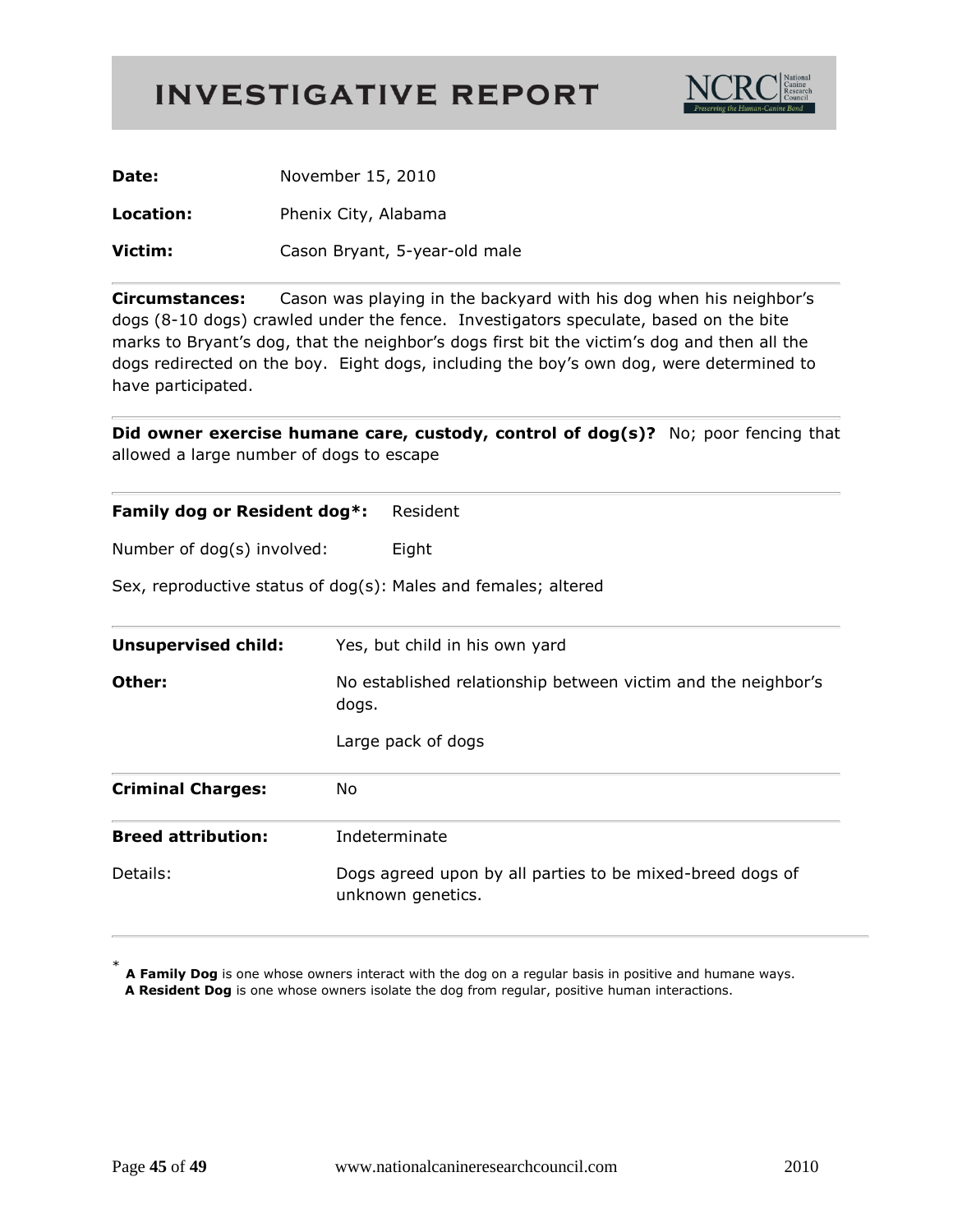# INVESTIGATIVE REPORT

NCRC National Canine Research Council — Preserving the Human-Canine Bond

**Date:** November 15, 2010

**Location:** Phenix City, Alabama

**Victim:** Cason Bryant, 5-year-old male

---

**Circumstances:** Cason was playing in the backyard with his dog when his neighbor's dogs (8-10 dogs) crawled under the fence. Investigators speculate, based on the bite marks to Bryant's dog, that the neighbor's dogs first bit the victim's dog and then all the dogs redirected on the boy. Eight dogs, including the boy's own dog, were determined to have participated.

---

**Did owner exercise humane care, custody, control of dog(s)?** No; poor fencing that allowed a large number of dogs to escape

---

**Family dog or Resident dog*:** Resident

Number of dog(s) involved: Eight

Sex, reproductive status of dog(s): Males and females; altered

---

**Unsupervised child:** Yes, but child in his own yard

**Other:** No established relationship between victim and the neighbor's dogs.

Large pack of dogs

---

**Criminal Charges:** No

---

**Breed attribution:** Indeterminate

Details: Dogs agreed upon by all parties to be mixed-breed dogs of unknown genetics.

---

* **A Family Dog** is one whose owners interact with the dog on a regular basis in positive and humane ways.
**A Resident Dog** is one whose owners isolate the dog from regular, positive human interactions.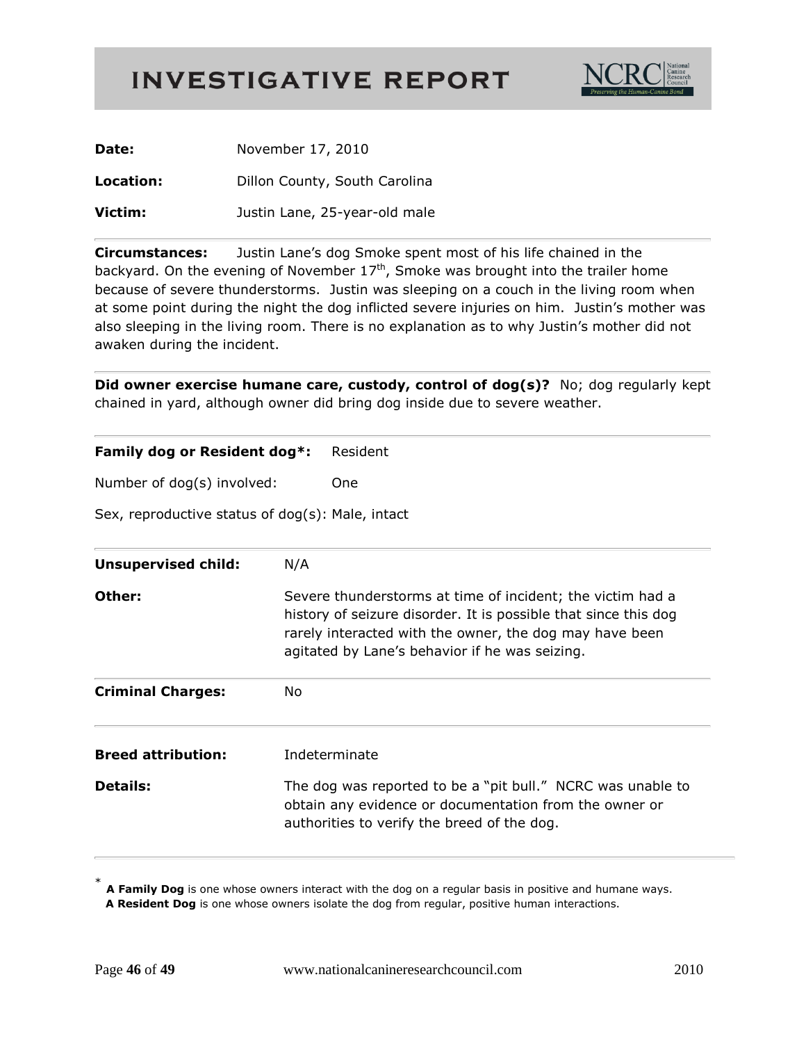# INVESTIGATIVE REPORT

**Date:** November 17, 2010

**Location:** Dillon County, South Carolina

**Victim:** Justin Lane, 25-year-old male

---

**Circumstances:** Justin Lane's dog Smoke spent most of his life chained in the backyard. On the evening of November 17th, Smoke was brought into the trailer home because of severe thunderstorms. Justin was sleeping on a couch in the living room when at some point during the night the dog inflicted severe injuries on him. Justin's mother was also sleeping in the living room. There is no explanation as to why Justin's mother did not awaken during the incident.

---

**Did owner exercise humane care, custody, control of dog(s)?** No; dog regularly kept chained in yard, although owner did bring dog inside due to severe weather.

---

**Family dog or Resident dog*:** Resident

Number of dog(s) involved: One

Sex, reproductive status of dog(s): Male, intact

---

**Unsupervised child:** N/A

**Other:** Severe thunderstorms at time of incident; the victim had a history of seizure disorder. It is possible that since this dog rarely interacted with the owner, the dog may have been agitated by Lane's behavior if he was seizing.

---

**Criminal Charges:** No

---

**Breed attribution:** Indeterminate

**Details:** The dog was reported to be a "pit bull." NCRC was unable to obtain any evidence or documentation from the owner or authorities to verify the breed of the dog.

---

\* **A Family Dog** is one whose owners interact with the dog on a regular basis in positive and humane ways.
**A Resident Dog** is one whose owners isolate the dog from regular, positive human interactions.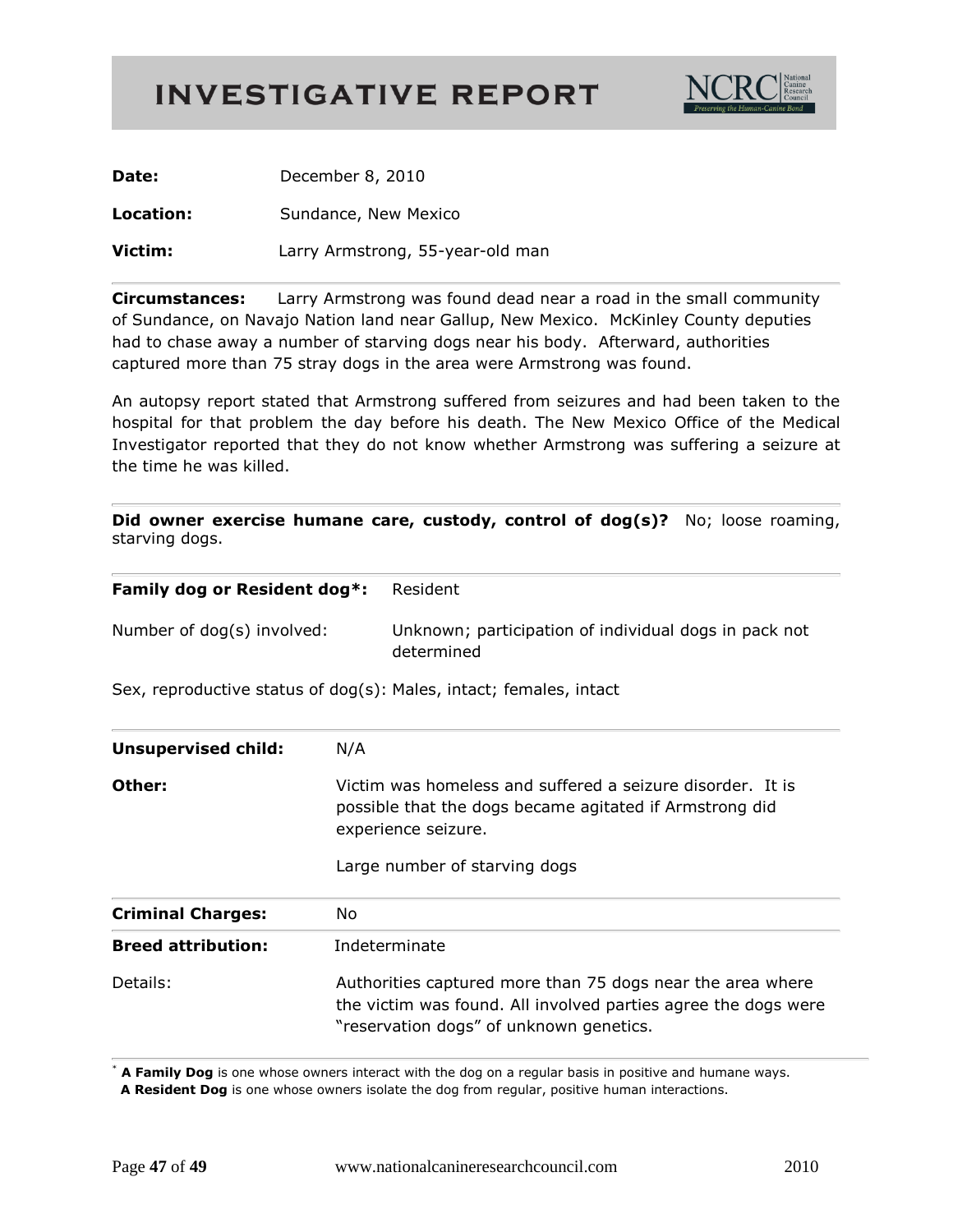# INVESTIGATIVE REPORT

NCRC National Canine Research Council — Preserving the Human-Canine Bond

**Date:** December 8, 2010

**Location:** Sundance, New Mexico

**Victim:** Larry Armstrong, 55-year-old man

---

**Circumstances:** Larry Armstrong was found dead near a road in the small community of Sundance, on Navajo Nation land near Gallup, New Mexico. McKinley County deputies had to chase away a number of starving dogs near his body. Afterward, authorities captured more than 75 stray dogs in the area were Armstrong was found.

An autopsy report stated that Armstrong suffered from seizures and had been taken to the hospital for that problem the day before his death. The New Mexico Office of the Medical Investigator reported that they do not know whether Armstrong was suffering a seizure at the time he was killed.

---

**Did owner exercise humane care, custody, control of dog(s)?** No; loose roaming, starving dogs.

---

**Family dog or Resident dog*:** Resident

Number of dog(s) involved: Unknown; participation of individual dogs in pack not determined

Sex, reproductive status of dog(s): Males, intact; females, intact

---

**Unsupervised child:** N/A

**Other:** Victim was homeless and suffered a seizure disorder. It is possible that the dogs became agitated if Armstrong did experience seizure.

Large number of starving dogs

---

**Criminal Charges:** No

---

**Breed attribution:** Indeterminate

Details: Authorities captured more than 75 dogs near the area where the victim was found. All involved parties agree the dogs were "reservation dogs" of unknown genetics.

---

\* **A Family Dog** is one whose owners interact with the dog on a regular basis in positive and humane ways.
**A Resident Dog** is one whose owners isolate the dog from regular, positive human interactions.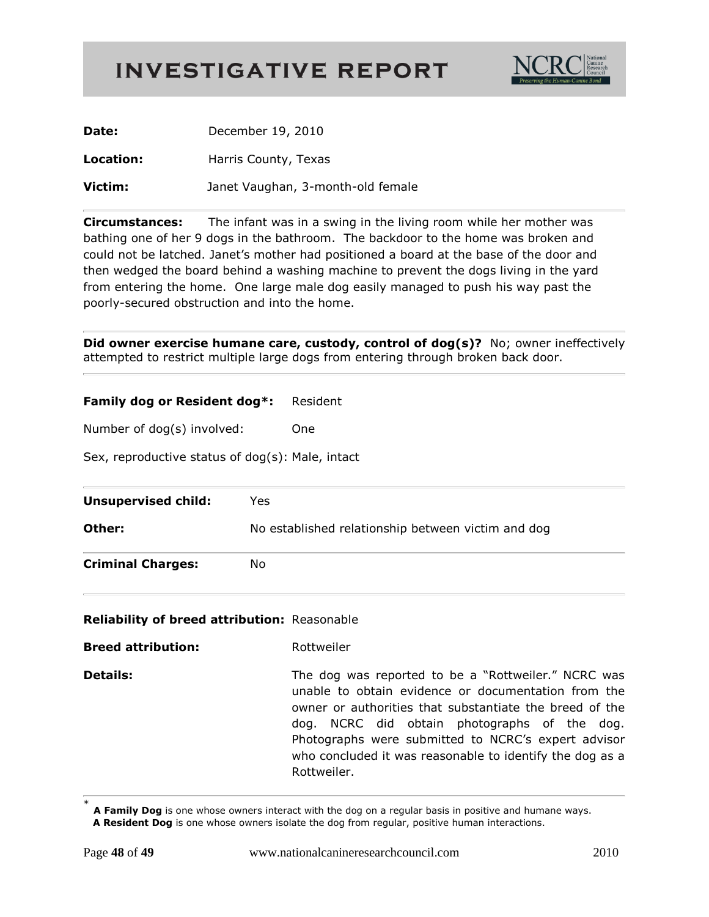# INVESTIGATIVE REPORT

**Date:** December 19, 2010

**Location:** Harris County, Texas

**Victim:** Janet Vaughan, 3-month-old female

---

**Circumstances:** The infant was in a swing in the living room while her mother was bathing one of her 9 dogs in the bathroom. The backdoor to the home was broken and could not be latched. Janet's mother had positioned a board at the base of the door and then wedged the board behind a washing machine to prevent the dogs living in the yard from entering the home. One large male dog easily managed to push his way past the poorly-secured obstruction and into the home.

---

**Did owner exercise humane care, custody, control of dog(s)?** No; owner ineffectively attempted to restrict multiple large dogs from entering through broken back door.

---

**Family dog or Resident dog*:** Resident

Number of dog(s) involved: One

Sex, reproductive status of dog(s): Male, intact

---

**Unsupervised child:** Yes

**Other:** No established relationship between victim and dog

---

**Criminal Charges:** No

---

**Reliability of breed attribution:** Reasonable

**Breed attribution:** Rottweiler

**Details:** The dog was reported to be a "Rottweiler." NCRC was unable to obtain evidence or documentation from the owner or authorities that substantiate the breed of the dog. NCRC did obtain photographs of the dog. Photographs were submitted to NCRC's expert advisor who concluded it was reasonable to identify the dog as a Rottweiler.

---

\* **A Family Dog** is one whose owners interact with the dog on a regular basis in positive and humane ways.
**A Resident Dog** is one whose owners isolate the dog from regular, positive human interactions.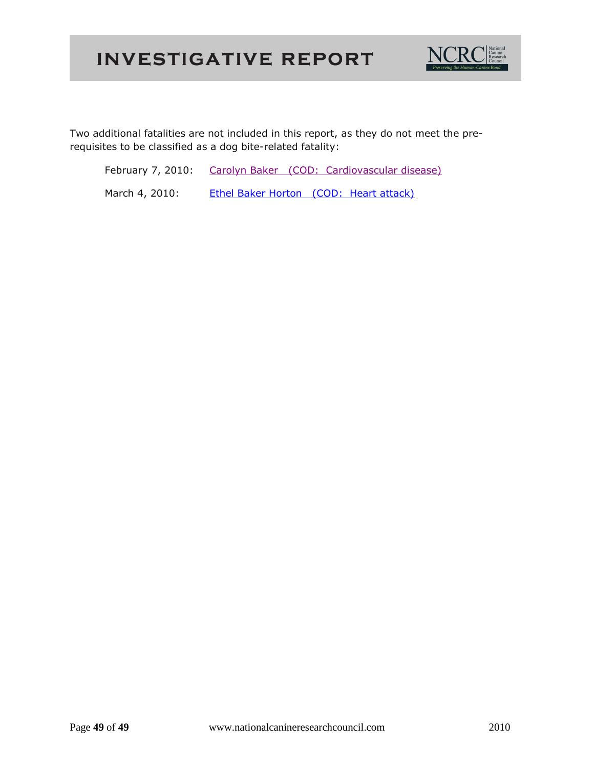Two additional fatalities are not included in this report, as they do not meet the pre-requisites to be classified as a dog bite-related fatality:

February 7, 2010: Carolyn Baker (COD: Cardiovascular disease)

March 4, 2010: Ethel Baker Horton (COD: Heart attack)